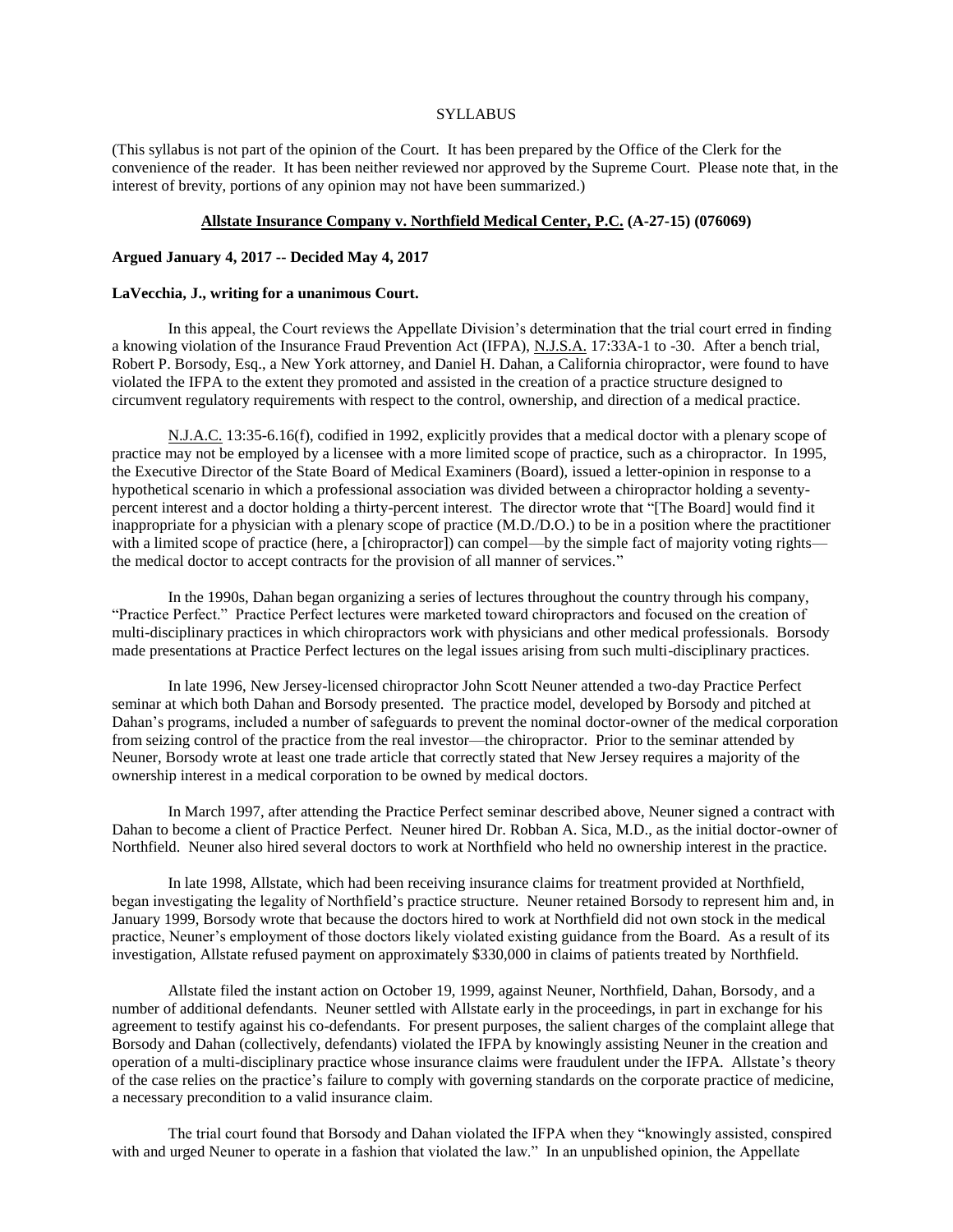SYLLABUS

(This syllabus is not part of the opinion of the Court. It has been prepared by the Office of the Clerk for the convenience of the reader. It has been neither reviewed nor approved by the Supreme Court. Please note that, in the interest of brevity, portions of any opinion may not have been summarized.)

**Allstate Insurance Company v. Northfield Medical Center, P.C. (A-27-15) (076069)**

**Argued January 4, 2017 -- Decided May 4, 2017**

**LaVecchia, J., writing for a unanimous Court.**

In this appeal, the Court reviews the Appellate Division's determination that the trial court erred in finding a knowing violation of the Insurance Fraud Prevention Act (IFPA), N.J.S.A. 17:33A-1 to -30. After a bench trial, Robert P. Borsody, Esq., a New York attorney, and Daniel H. Dahan, a California chiropractor, were found to have violated the IFPA to the extent they promoted and assisted in the creation of a practice structure designed to circumvent regulatory requirements with respect to the control, ownership, and direction of a medical practice.

N.J.A.C. 13:35-6.16(f), codified in 1992, explicitly provides that a medical doctor with a plenary scope of practice may not be employed by a licensee with a more limited scope of practice, such as a chiropractor. In 1995, the Executive Director of the State Board of Medical Examiners (Board), issued a letter-opinion in response to a hypothetical scenario in which a professional association was divided between a chiropractor holding a seventy-percent interest and a doctor holding a thirty-percent interest. The director wrote that "[The Board] would find it inappropriate for a physician with a plenary scope of practice (M.D./D.O.) to be in a position where the practitioner with a limited scope of practice (here, a [chiropractor]) can compel—by the simple fact of majority voting rights—the medical doctor to accept contracts for the provision of all manner of services."

In the 1990s, Dahan began organizing a series of lectures throughout the country through his company, "Practice Perfect." Practice Perfect lectures were marketed toward chiropractors and focused on the creation of multi-disciplinary practices in which chiropractors work with physicians and other medical professionals. Borsody made presentations at Practice Perfect lectures on the legal issues arising from such multi-disciplinary practices.

In late 1996, New Jersey-licensed chiropractor John Scott Neuner attended a two-day Practice Perfect seminar at which both Dahan and Borsody presented. The practice model, developed by Borsody and pitched at Dahan's programs, included a number of safeguards to prevent the nominal doctor-owner of the medical corporation from seizing control of the practice from the real investor—the chiropractor. Prior to the seminar attended by Neuner, Borsody wrote at least one trade article that correctly stated that New Jersey requires a majority of the ownership interest in a medical corporation to be owned by medical doctors.

In March 1997, after attending the Practice Perfect seminar described above, Neuner signed a contract with Dahan to become a client of Practice Perfect. Neuner hired Dr. Robban A. Sica, M.D., as the initial doctor-owner of Northfield. Neuner also hired several doctors to work at Northfield who held no ownership interest in the practice.

In late 1998, Allstate, which had been receiving insurance claims for treatment provided at Northfield, began investigating the legality of Northfield's practice structure. Neuner retained Borsody to represent him and, in January 1999, Borsody wrote that because the doctors hired to work at Northfield did not own stock in the medical practice, Neuner's employment of those doctors likely violated existing guidance from the Board. As a result of its investigation, Allstate refused payment on approximately $330,000 in claims of patients treated by Northfield.

Allstate filed the instant action on October 19, 1999, against Neuner, Northfield, Dahan, Borsody, and a number of additional defendants. Neuner settled with Allstate early in the proceedings, in part in exchange for his agreement to testify against his co-defendants. For present purposes, the salient charges of the complaint allege that Borsody and Dahan (collectively, defendants) violated the IFPA by knowingly assisting Neuner in the creation and operation of a multi-disciplinary practice whose insurance claims were fraudulent under the IFPA. Allstate's theory of the case relies on the practice's failure to comply with governing standards on the corporate practice of medicine, a necessary precondition to a valid insurance claim.

The trial court found that Borsody and Dahan violated the IFPA when they "knowingly assisted, conspired with and urged Neuner to operate in a fashion that violated the law." In an unpublished opinion, the Appellate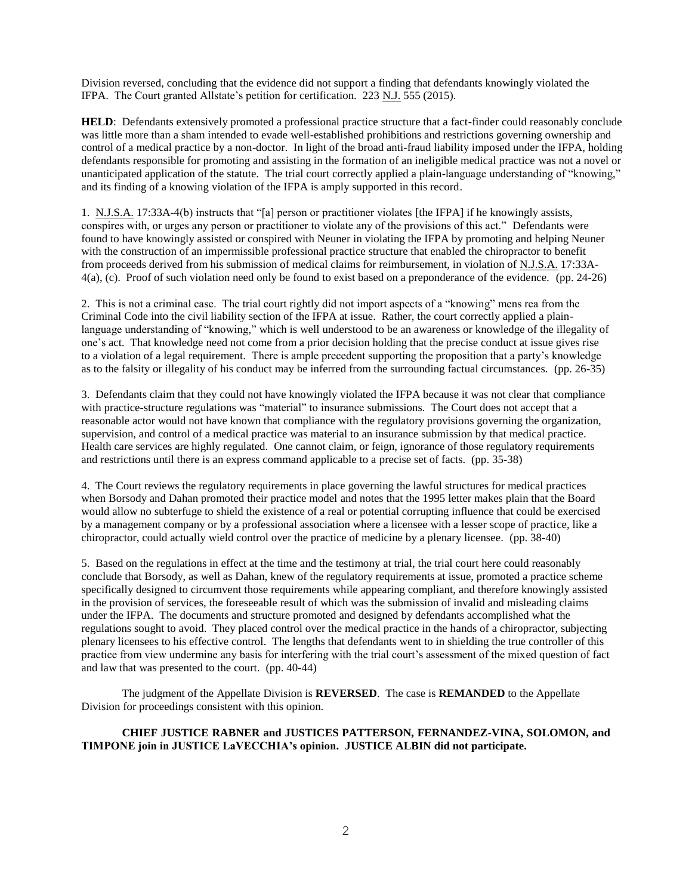Division reversed, concluding that the evidence did not support a finding that defendants knowingly violated the IFPA. The Court granted Allstate's petition for certification. 223 N.J. 555 (2015).

**HELD**: Defendants extensively promoted a professional practice structure that a fact-finder could reasonably conclude was little more than a sham intended to evade well-established prohibitions and restrictions governing ownership and control of a medical practice by a non-doctor. In light of the broad anti-fraud liability imposed under the IFPA, holding defendants responsible for promoting and assisting in the formation of an ineligible medical practice was not a novel or unanticipated application of the statute. The trial court correctly applied a plain-language understanding of "knowing," and its finding of a knowing violation of the IFPA is amply supported in this record.

1. N.J.S.A. 17:33A-4(b) instructs that "[a] person or practitioner violates [the IFPA] if he knowingly assists, conspires with, or urges any person or practitioner to violate any of the provisions of this act." Defendants were found to have knowingly assisted or conspired with Neuner in violating the IFPA by promoting and helping Neuner with the construction of an impermissible professional practice structure that enabled the chiropractor to benefit from proceeds derived from his submission of medical claims for reimbursement, in violation of N.J.S.A. 17:33A-4(a), (c). Proof of such violation need only be found to exist based on a preponderance of the evidence. (pp. 24-26)

2. This is not a criminal case. The trial court rightly did not import aspects of a "knowing" mens rea from the Criminal Code into the civil liability section of the IFPA at issue. Rather, the court correctly applied a plain-language understanding of "knowing," which is well understood to be an awareness or knowledge of the illegality of one's act. That knowledge need not come from a prior decision holding that the precise conduct at issue gives rise to a violation of a legal requirement. There is ample precedent supporting the proposition that a party's knowledge as to the falsity or illegality of his conduct may be inferred from the surrounding factual circumstances. (pp. 26-35)

3. Defendants claim that they could not have knowingly violated the IFPA because it was not clear that compliance with practice-structure regulations was "material" to insurance submissions. The Court does not accept that a reasonable actor would not have known that compliance with the regulatory provisions governing the organization, supervision, and control of a medical practice was material to an insurance submission by that medical practice. Health care services are highly regulated. One cannot claim, or feign, ignorance of those regulatory requirements and restrictions until there is an express command applicable to a precise set of facts. (pp. 35-38)

4. The Court reviews the regulatory requirements in place governing the lawful structures for medical practices when Borsody and Dahan promoted their practice model and notes that the 1995 letter makes plain that the Board would allow no subterfuge to shield the existence of a real or potential corrupting influence that could be exercised by a management company or by a professional association where a licensee with a lesser scope of practice, like a chiropractor, could actually wield control over the practice of medicine by a plenary licensee. (pp. 38-40)

5. Based on the regulations in effect at the time and the testimony at trial, the trial court here could reasonably conclude that Borsody, as well as Dahan, knew of the regulatory requirements at issue, promoted a practice scheme specifically designed to circumvent those requirements while appearing compliant, and therefore knowingly assisted in the provision of services, the foreseeable result of which was the submission of invalid and misleading claims under the IFPA. The documents and structure promoted and designed by defendants accomplished what the regulations sought to avoid. They placed control over the medical practice in the hands of a chiropractor, subjecting plenary licensees to his effective control. The lengths that defendants went to in shielding the true controller of this practice from view undermine any basis for interfering with the trial court's assessment of the mixed question of fact and law that was presented to the court. (pp. 40-44)

The judgment of the Appellate Division is **REVERSED**. The case is **REMANDED** to the Appellate Division for proceedings consistent with this opinion.

**CHIEF JUSTICE RABNER and JUSTICES PATTERSON, FERNANDEZ-VINA, SOLOMON, and TIMPONE join in JUSTICE LaVECCHIA's opinion. JUSTICE ALBIN did not participate.**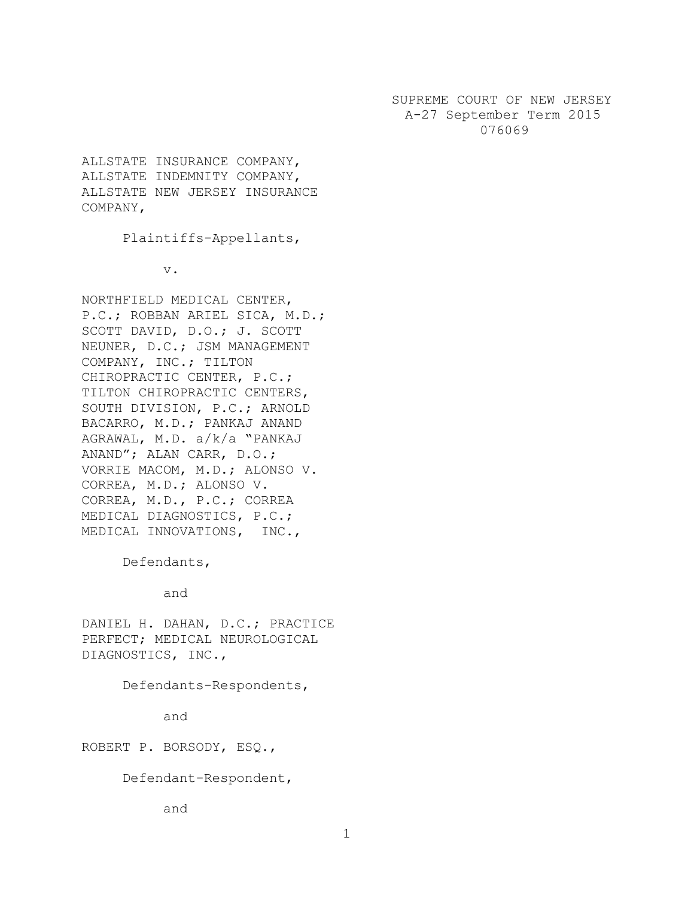SUPREME COURT OF NEW JERSEY
A-27 September Term 2015
076069

ALLSTATE INSURANCE COMPANY,
ALLSTATE INDEMNITY COMPANY,
ALLSTATE NEW JERSEY INSURANCE
COMPANY,

Plaintiffs-Appellants,

v.

NORTHFIELD MEDICAL CENTER,
P.C.; ROBBAN ARIEL SICA, M.D.;
SCOTT DAVID, D.O.; J. SCOTT
NEUNER, D.C.; JSM MANAGEMENT
COMPANY, INC.; TILTON
CHIROPRACTIC CENTER, P.C.;
TILTON CHIROPRACTIC CENTERS,
SOUTH DIVISION, P.C.; ARNOLD
BACARRO, M.D.; PANKAJ ANAND
AGRAWAL, M.D. a/k/a "PANKAJ
ANAND"; ALAN CARR, D.O.;
VORRIE MACOM, M.D.; ALONSO V.
CORREA, M.D.; ALONSO V.
CORREA, M.D., P.C.; CORREA
MEDICAL DIAGNOSTICS, P.C.;
MEDICAL INNOVATIONS, INC.,

Defendants,

and

DANIEL H. DAHAN, D.C.; PRACTICE
PERFECT; MEDICAL NEUROLOGICAL
DIAGNOSTICS, INC.,

Defendants-Respondents,

and

ROBERT P. BORSODY, ESQ.,

Defendant-Respondent,

and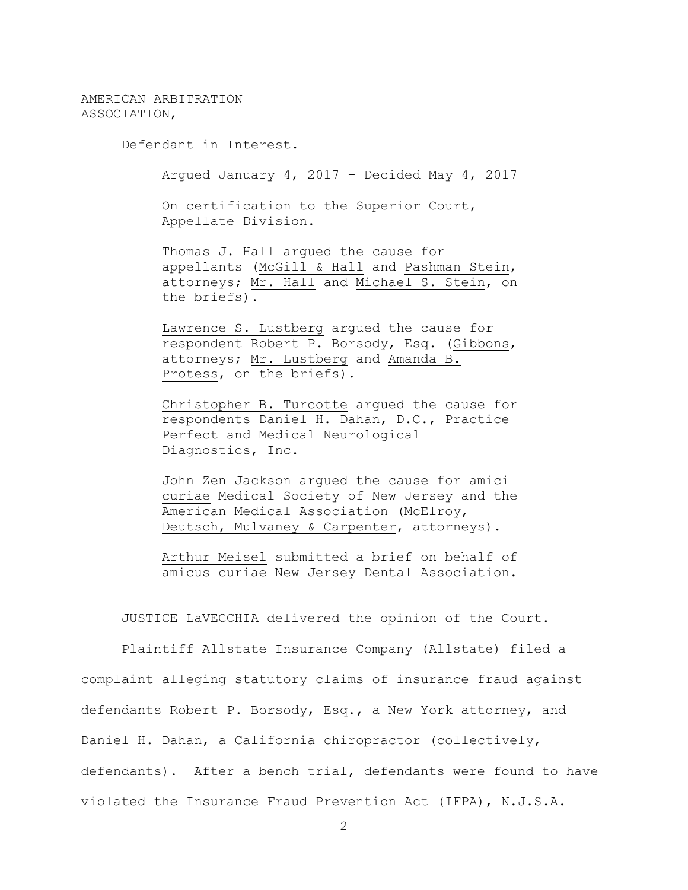AMERICAN ARBITRATION ASSOCIATION,

Defendant in Interest.

Argued January 4, 2017 – Decided May 4, 2017

On certification to the Superior Court, Appellate Division.

Thomas J. Hall argued the cause for appellants (McGill & Hall and Pashman Stein, attorneys; Mr. Hall and Michael S. Stein, on the briefs).

Lawrence S. Lustberg argued the cause for respondent Robert P. Borsody, Esq. (Gibbons, attorneys; Mr. Lustberg and Amanda B. Protess, on the briefs).

Christopher B. Turcotte argued the cause for respondents Daniel H. Dahan, D.C., Practice Perfect and Medical Neurological Diagnostics, Inc.

John Zen Jackson argued the cause for amici curiae Medical Society of New Jersey and the American Medical Association (McElroy, Deutsch, Mulvaney & Carpenter, attorneys).

Arthur Meisel submitted a brief on behalf of amicus curiae New Jersey Dental Association.

JUSTICE LaVECCHIA delivered the opinion of the Court.

Plaintiff Allstate Insurance Company (Allstate) filed a complaint alleging statutory claims of insurance fraud against defendants Robert P. Borsody, Esq., a New York attorney, and Daniel H. Dahan, a California chiropractor (collectively, defendants). After a bench trial, defendants were found to have violated the Insurance Fraud Prevention Act (IFPA), N.J.S.A.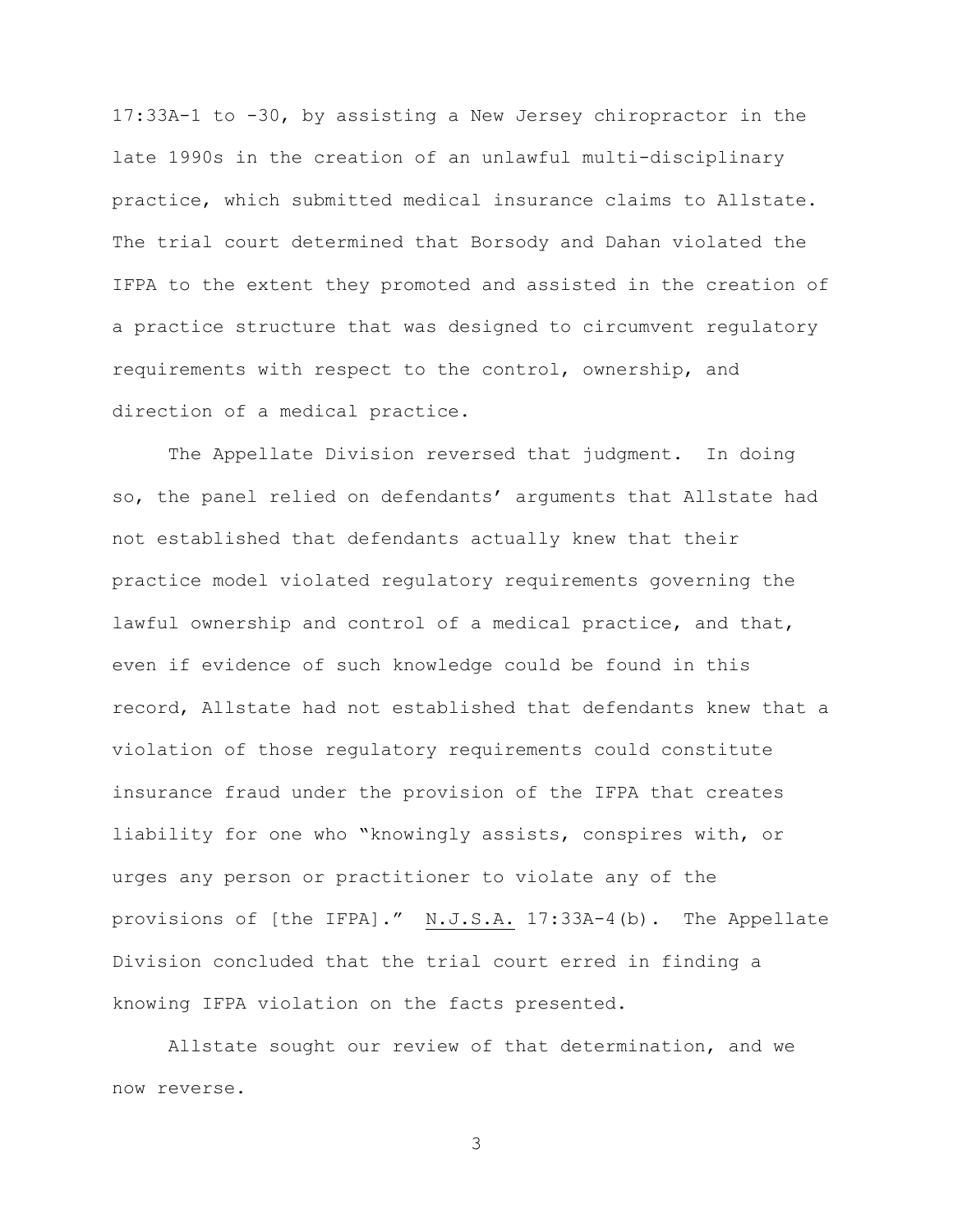17:33A-1 to -30, by assisting a New Jersey chiropractor in the late 1990s in the creation of an unlawful multi-disciplinary practice, which submitted medical insurance claims to Allstate. The trial court determined that Borsody and Dahan violated the IFPA to the extent they promoted and assisted in the creation of a practice structure that was designed to circumvent regulatory requirements with respect to the control, ownership, and direction of a medical practice.

The Appellate Division reversed that judgment. In doing so, the panel relied on defendants' arguments that Allstate had not established that defendants actually knew that their practice model violated regulatory requirements governing the lawful ownership and control of a medical practice, and that, even if evidence of such knowledge could be found in this record, Allstate had not established that defendants knew that a violation of those regulatory requirements could constitute insurance fraud under the provision of the IFPA that creates liability for one who "knowingly assists, conspires with, or urges any person or practitioner to violate any of the provisions of [the IFPA]." N.J.S.A. 17:33A-4(b). The Appellate Division concluded that the trial court erred in finding a knowing IFPA violation on the facts presented.

Allstate sought our review of that determination, and we now reverse.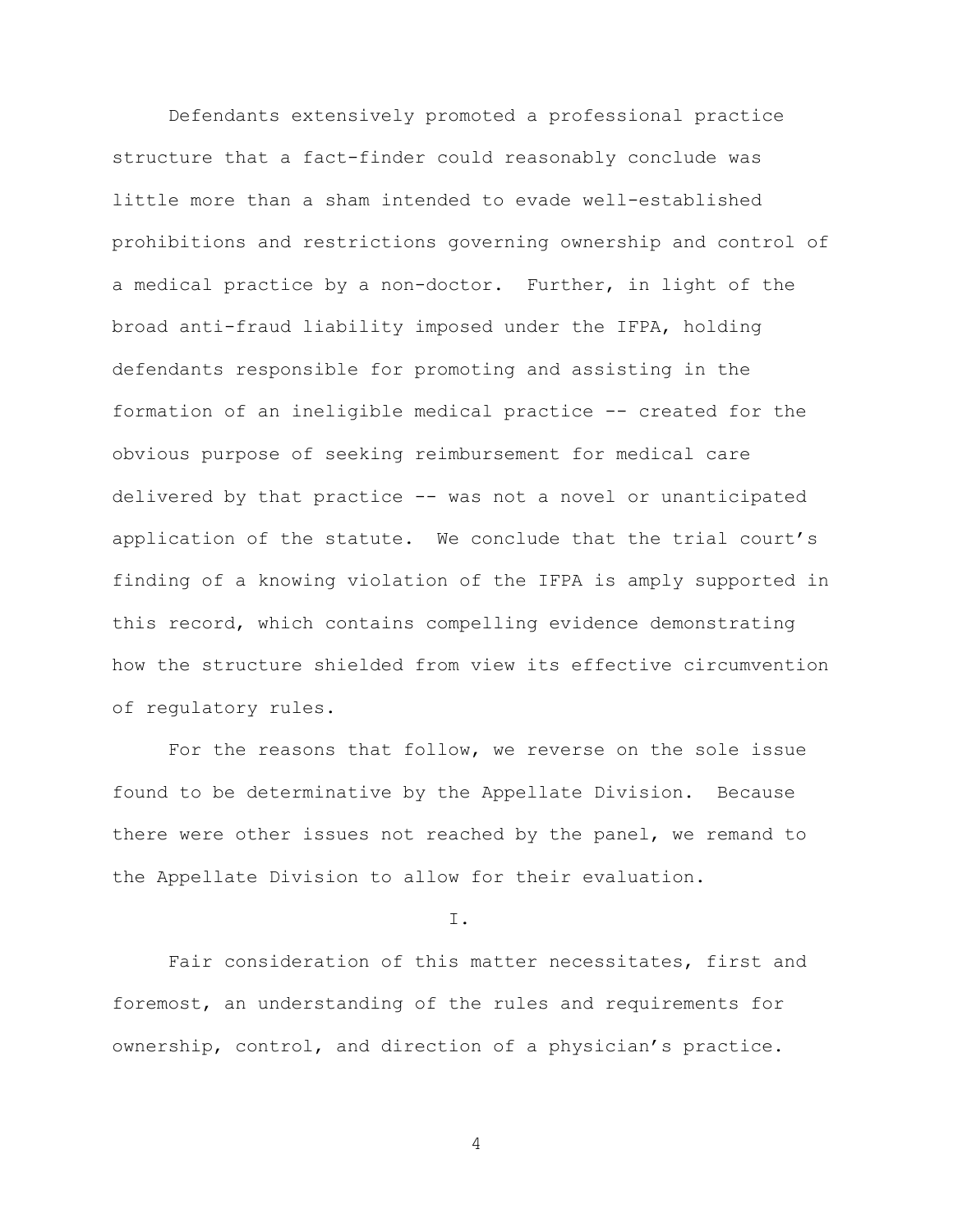Defendants extensively promoted a professional practice structure that a fact-finder could reasonably conclude was little more than a sham intended to evade well-established prohibitions and restrictions governing ownership and control of a medical practice by a non-doctor. Further, in light of the broad anti-fraud liability imposed under the IFPA, holding defendants responsible for promoting and assisting in the formation of an ineligible medical practice -- created for the obvious purpose of seeking reimbursement for medical care delivered by that practice -- was not a novel or unanticipated application of the statute. We conclude that the trial court's finding of a knowing violation of the IFPA is amply supported in this record, which contains compelling evidence demonstrating how the structure shielded from view its effective circumvention of regulatory rules.

For the reasons that follow, we reverse on the sole issue found to be determinative by the Appellate Division. Because there were other issues not reached by the panel, we remand to the Appellate Division to allow for their evaluation.

## I.

Fair consideration of this matter necessitates, first and foremost, an understanding of the rules and requirements for ownership, control, and direction of a physician's practice.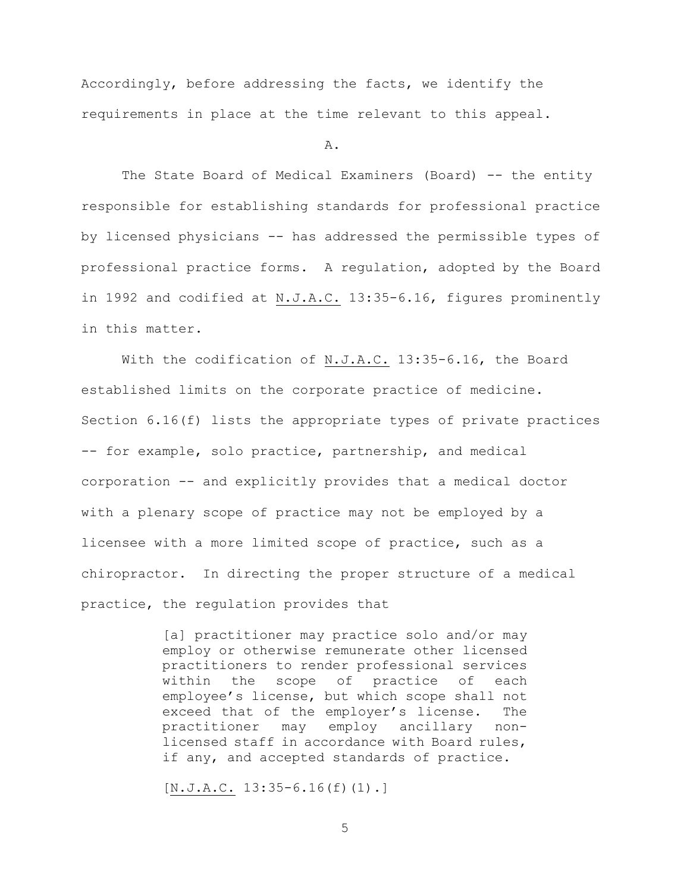Accordingly, before addressing the facts, we identify the requirements in place at the time relevant to this appeal.

A.

The State Board of Medical Examiners (Board) -- the entity responsible for establishing standards for professional practice by licensed physicians -- has addressed the permissible types of professional practice forms. A regulation, adopted by the Board in 1992 and codified at N.J.A.C. 13:35-6.16, figures prominently in this matter.

With the codification of N.J.A.C. 13:35-6.16, the Board established limits on the corporate practice of medicine. Section 6.16(f) lists the appropriate types of private practices -- for example, solo practice, partnership, and medical corporation -- and explicitly provides that a medical doctor with a plenary scope of practice may not be employed by a licensee with a more limited scope of practice, such as a chiropractor. In directing the proper structure of a medical practice, the regulation provides that

> [a] practitioner may practice solo and/or may employ or otherwise remunerate other licensed practitioners to render professional services within the scope of practice of each employee's license, but which scope shall not exceed that of the employer's license. The practitioner may employ ancillary non-licensed staff in accordance with Board rules, if any, and accepted standards of practice.
>
> [N.J.A.C. 13:35-6.16(f)(1).]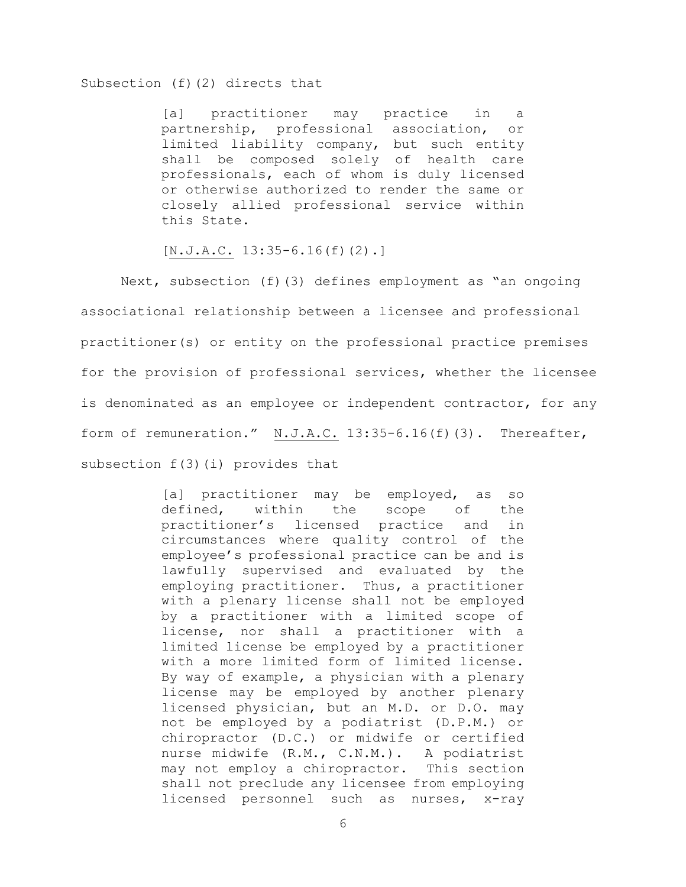Subsection (f)(2) directs that

> [a] practitioner may practice in a partnership, professional association, or limited liability company, but such entity shall be composed solely of health care professionals, each of whom is duly licensed or otherwise authorized to render the same or closely allied professional service within this State.
>
> [N.J.A.C. 13:35-6.16(f)(2).]

Next, subsection (f)(3) defines employment as "an ongoing associational relationship between a licensee and professional practitioner(s) or entity on the professional practice premises for the provision of professional services, whether the licensee is denominated as an employee or independent contractor, for any form of remuneration." N.J.A.C. 13:35-6.16(f)(3). Thereafter, subsection f(3)(i) provides that

> [a] practitioner may be employed, as so defined, within the scope of the practitioner's licensed practice and in circumstances where quality control of the employee's professional practice can be and is lawfully supervised and evaluated by the employing practitioner. Thus, a practitioner with a plenary license shall not be employed by a practitioner with a limited scope of license, nor shall a practitioner with a limited license be employed by a practitioner with a more limited form of limited license. By way of example, a physician with a plenary license may be employed by another plenary licensed physician, but an M.D. or D.O. may not be employed by a podiatrist (D.P.M.) or chiropractor (D.C.) or midwife or certified nurse midwife (R.M., C.N.M.). A podiatrist may not employ a chiropractor. This section shall not preclude any licensee from employing licensed personnel such as nurses, x-ray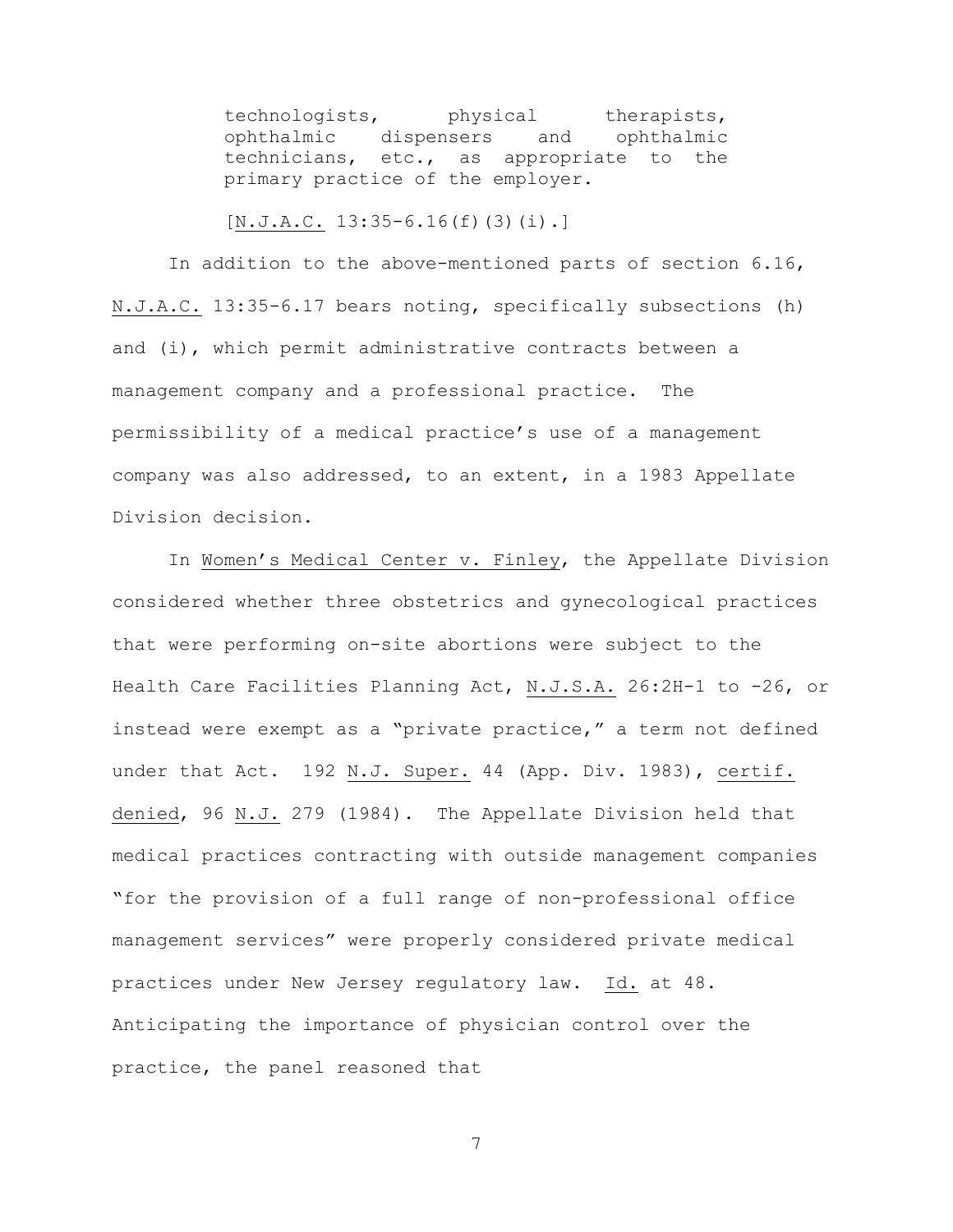> technologists, physical therapists, ophthalmic dispensers and ophthalmic technicians, etc., as appropriate to the primary practice of the employer.
>
> [N.J.A.C. 13:35-6.16(f)(3)(i).]

In addition to the above-mentioned parts of section 6.16, N.J.A.C. 13:35-6.17 bears noting, specifically subsections (h) and (i), which permit administrative contracts between a management company and a professional practice. The permissibility of a medical practice's use of a management company was also addressed, to an extent, in a 1983 Appellate Division decision.

In Women's Medical Center v. Finley, the Appellate Division considered whether three obstetrics and gynecological practices that were performing on-site abortions were subject to the Health Care Facilities Planning Act, N.J.S.A. 26:2H-1 to -26, or instead were exempt as a "private practice," a term not defined under that Act. 192 N.J. Super. 44 (App. Div. 1983), certif. denied, 96 N.J. 279 (1984). The Appellate Division held that medical practices contracting with outside management companies "for the provision of a full range of non-professional office management services" were properly considered private medical practices under New Jersey regulatory law. Id. at 48. Anticipating the importance of physician control over the practice, the panel reasoned that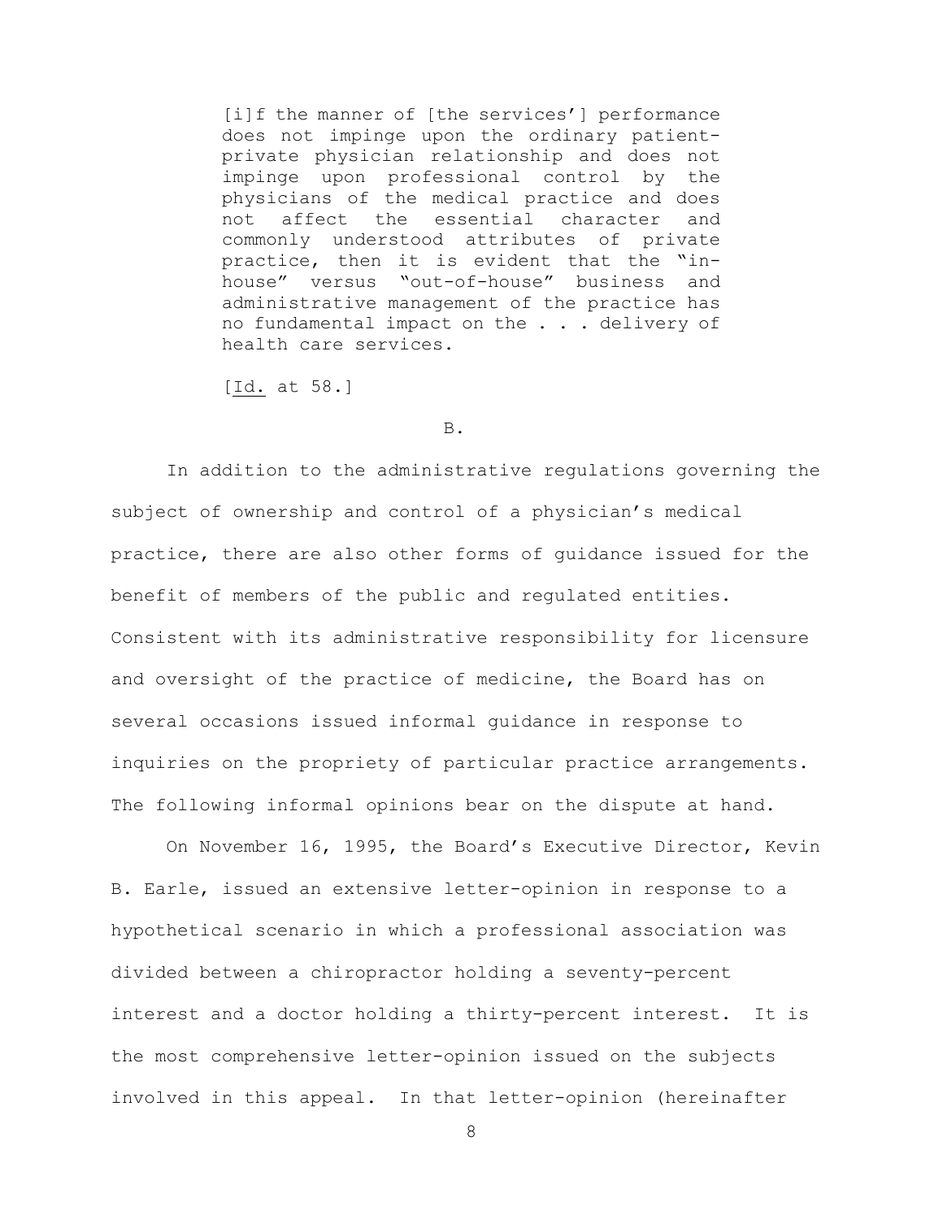> [i]f the manner of [the services'] performance does not impinge upon the ordinary patient-private physician relationship and does not impinge upon professional control by the physicians of the medical practice and does not affect the essential character and commonly understood attributes of private practice, then it is evident that the "in-house" versus "out-of-house" business and administrative management of the practice has no fundamental impact on the . . . delivery of health care services.
>
> [Id. at 58.]

B.

In addition to the administrative regulations governing the subject of ownership and control of a physician's medical practice, there are also other forms of guidance issued for the benefit of members of the public and regulated entities. Consistent with its administrative responsibility for licensure and oversight of the practice of medicine, the Board has on several occasions issued informal guidance in response to inquiries on the propriety of particular practice arrangements. The following informal opinions bear on the dispute at hand.

On November 16, 1995, the Board's Executive Director, Kevin B. Earle, issued an extensive letter-opinion in response to a hypothetical scenario in which a professional association was divided between a chiropractor holding a seventy-percent interest and a doctor holding a thirty-percent interest. It is the most comprehensive letter-opinion issued on the subjects involved in this appeal. In that letter-opinion (hereinafter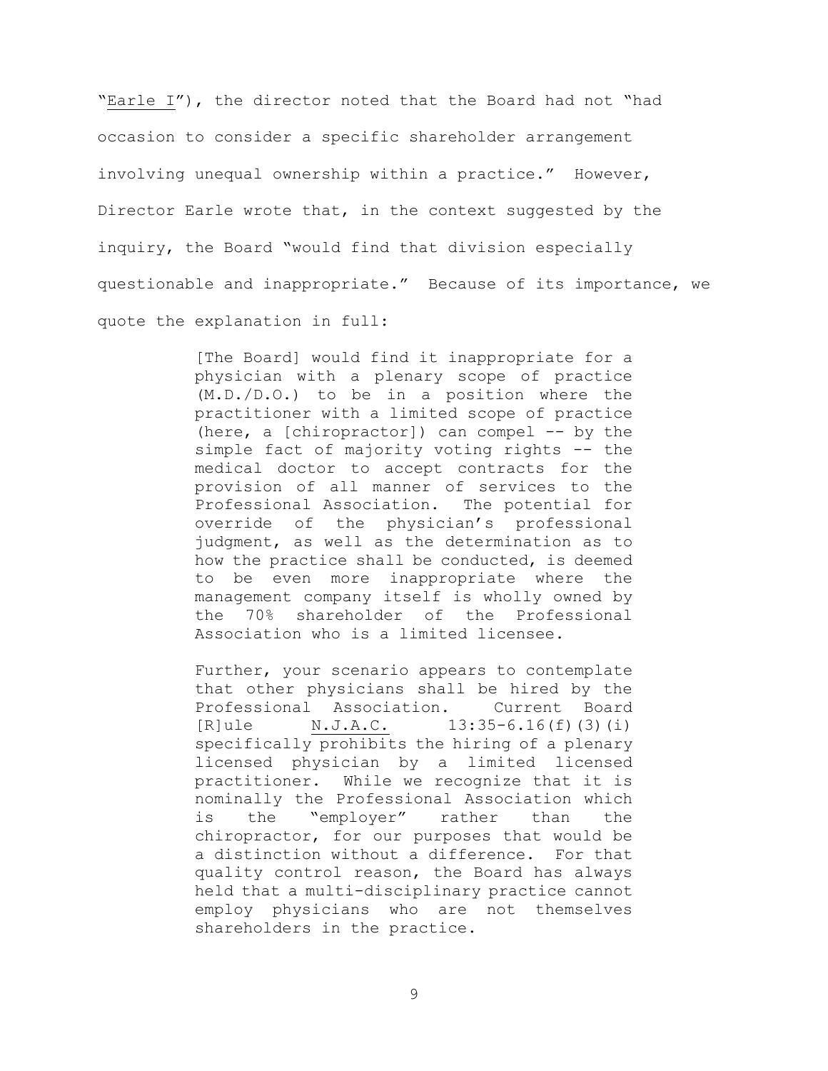"Earle I"), the director noted that the Board had not "had occasion to consider a specific shareholder arrangement involving unequal ownership within a practice." However, Director Earle wrote that, in the context suggested by the inquiry, the Board "would find that division especially questionable and inappropriate." Because of its importance, we quote the explanation in full:

> [The Board] would find it inappropriate for a physician with a plenary scope of practice (M.D./D.O.) to be in a position where the practitioner with a limited scope of practice (here, a [chiropractor]) can compel -- by the simple fact of majority voting rights -- the medical doctor to accept contracts for the provision of all manner of services to the Professional Association. The potential for override of the physician's professional judgment, as well as the determination as to how the practice shall be conducted, is deemed to be even more inappropriate where the management company itself is wholly owned by the 70% shareholder of the Professional Association who is a limited licensee.
>
> Further, your scenario appears to contemplate that other physicians shall be hired by the Professional Association. Current Board [R]ule N.J.A.C. 13:35-6.16(f)(3)(i) specifically prohibits the hiring of a plenary licensed physician by a limited licensed practitioner. While we recognize that it is nominally the Professional Association which is the "employer" rather than the chiropractor, for our purposes that would be a distinction without a difference. For that quality control reason, the Board has always held that a multi-disciplinary practice cannot employ physicians who are not themselves shareholders in the practice.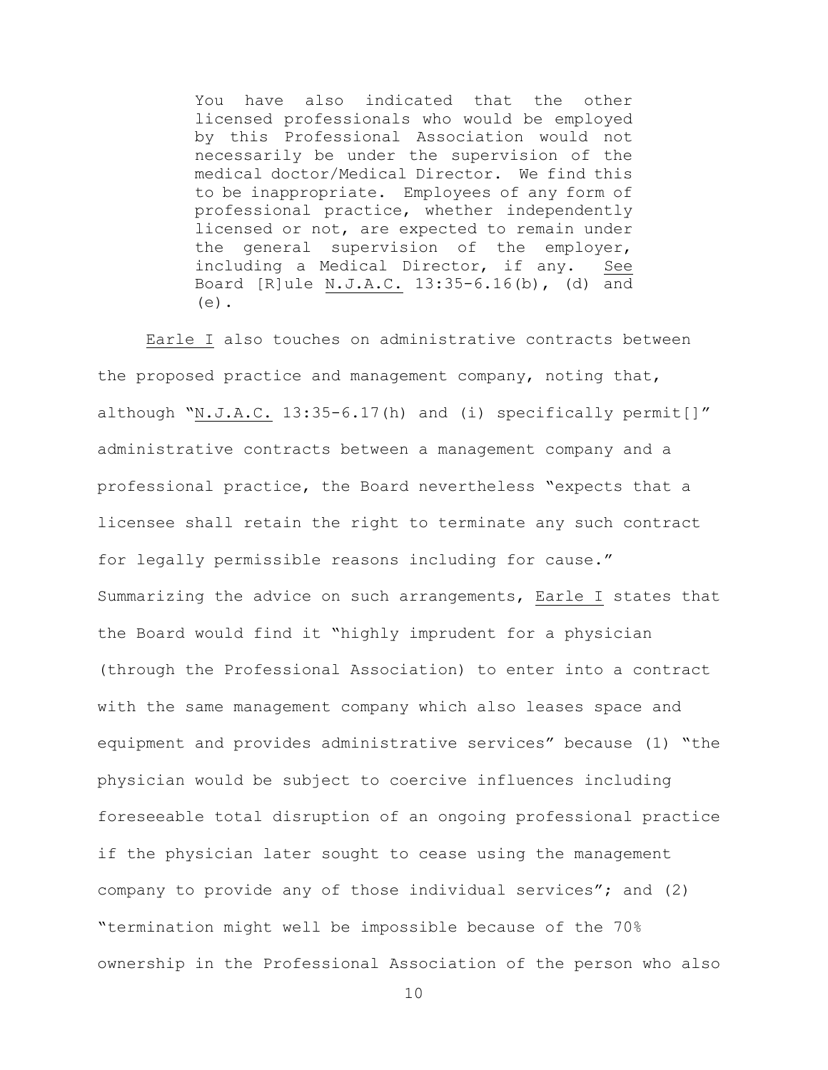> You have also indicated that the other licensed professionals who would be employed by this Professional Association would not necessarily be under the supervision of the medical doctor/Medical Director. We find this to be inappropriate. Employees of any form of professional practice, whether independently licensed or not, are expected to remain under the general supervision of the employer, including a Medical Director, if any. See Board [R]ule N.J.A.C. 13:35-6.16(b), (d) and (e).

Earle I also touches on administrative contracts between the proposed practice and management company, noting that, although "N.J.A.C. 13:35-6.17(h) and (i) specifically permit[]" administrative contracts between a management company and a professional practice, the Board nevertheless "expects that a licensee shall retain the right to terminate any such contract for legally permissible reasons including for cause." Summarizing the advice on such arrangements, Earle I states that the Board would find it "highly imprudent for a physician (through the Professional Association) to enter into a contract with the same management company which also leases space and equipment and provides administrative services" because (1) "the physician would be subject to coercive influences including foreseeable total disruption of an ongoing professional practice if the physician later sought to cease using the management company to provide any of those individual services"; and (2) "termination might well be impossible because of the 70% ownership in the Professional Association of the person who also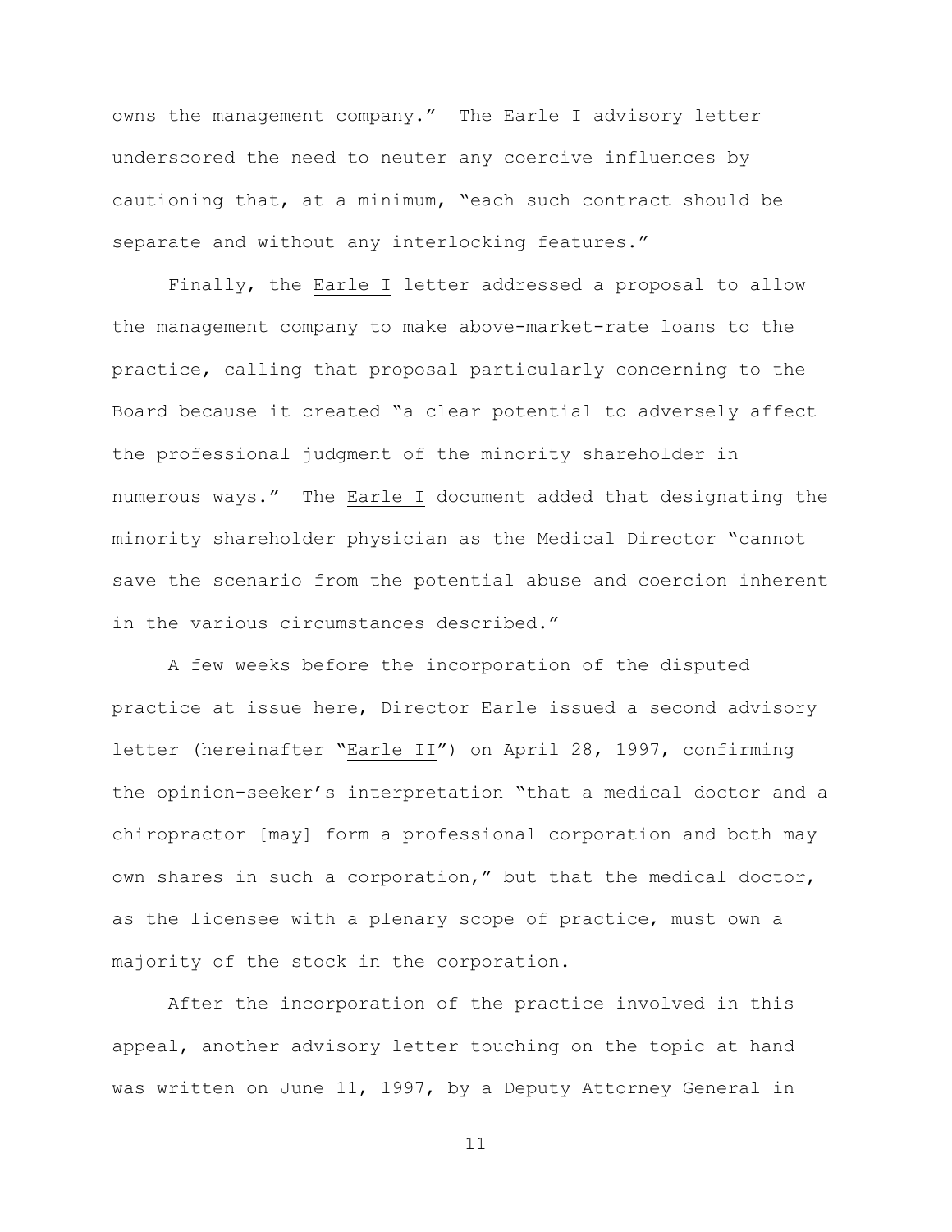owns the management company." The Earle I advisory letter underscored the need to neuter any coercive influences by cautioning that, at a minimum, "each such contract should be separate and without any interlocking features."

Finally, the Earle I letter addressed a proposal to allow the management company to make above-market-rate loans to the practice, calling that proposal particularly concerning to the Board because it created "a clear potential to adversely affect the professional judgment of the minority shareholder in numerous ways." The Earle I document added that designating the minority shareholder physician as the Medical Director "cannot save the scenario from the potential abuse and coercion inherent in the various circumstances described."

A few weeks before the incorporation of the disputed practice at issue here, Director Earle issued a second advisory letter (hereinafter "Earle II") on April 28, 1997, confirming the opinion-seeker's interpretation "that a medical doctor and a chiropractor [may] form a professional corporation and both may own shares in such a corporation," but that the medical doctor, as the licensee with a plenary scope of practice, must own a majority of the stock in the corporation.

After the incorporation of the practice involved in this appeal, another advisory letter touching on the topic at hand was written on June 11, 1997, by a Deputy Attorney General in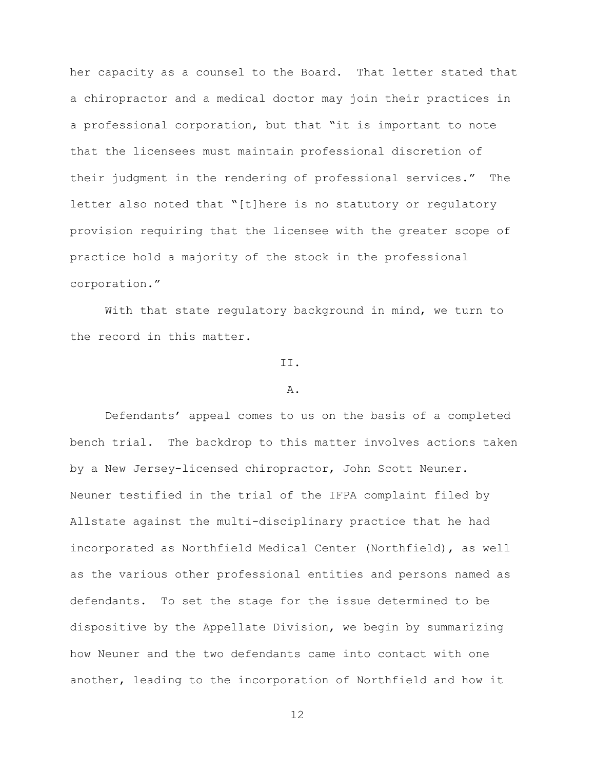her capacity as a counsel to the Board. That letter stated that a chiropractor and a medical doctor may join their practices in a professional corporation, but that "it is important to note that the licensees must maintain professional discretion of their judgment in the rendering of professional services." The letter also noted that "[t]here is no statutory or regulatory provision requiring that the licensee with the greater scope of practice hold a majority of the stock in the professional corporation."

With that state regulatory background in mind, we turn to the record in this matter.

## II.

### A.

Defendants' appeal comes to us on the basis of a completed bench trial. The backdrop to this matter involves actions taken by a New Jersey-licensed chiropractor, John Scott Neuner. Neuner testified in the trial of the IFPA complaint filed by Allstate against the multi-disciplinary practice that he had incorporated as Northfield Medical Center (Northfield), as well as the various other professional entities and persons named as defendants. To set the stage for the issue determined to be dispositive by the Appellate Division, we begin by summarizing how Neuner and the two defendants came into contact with one another, leading to the incorporation of Northfield and how it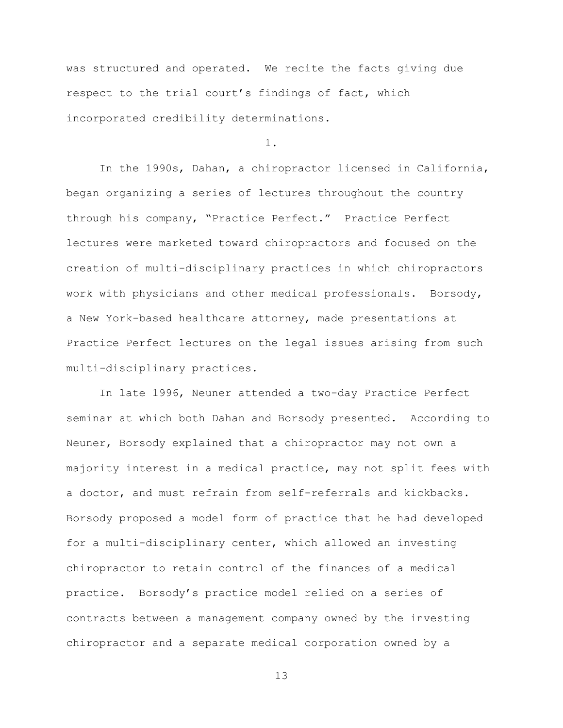was structured and operated. We recite the facts giving due respect to the trial court's findings of fact, which incorporated credibility determinations.

1.

In the 1990s, Dahan, a chiropractor licensed in California, began organizing a series of lectures throughout the country through his company, "Practice Perfect." Practice Perfect lectures were marketed toward chiropractors and focused on the creation of multi-disciplinary practices in which chiropractors work with physicians and other medical professionals. Borsody, a New York-based healthcare attorney, made presentations at Practice Perfect lectures on the legal issues arising from such multi-disciplinary practices.

In late 1996, Neuner attended a two-day Practice Perfect seminar at which both Dahan and Borsody presented. According to Neuner, Borsody explained that a chiropractor may not own a majority interest in a medical practice, may not split fees with a doctor, and must refrain from self-referrals and kickbacks. Borsody proposed a model form of practice that he had developed for a multi-disciplinary center, which allowed an investing chiropractor to retain control of the finances of a medical practice. Borsody's practice model relied on a series of contracts between a management company owned by the investing chiropractor and a separate medical corporation owned by a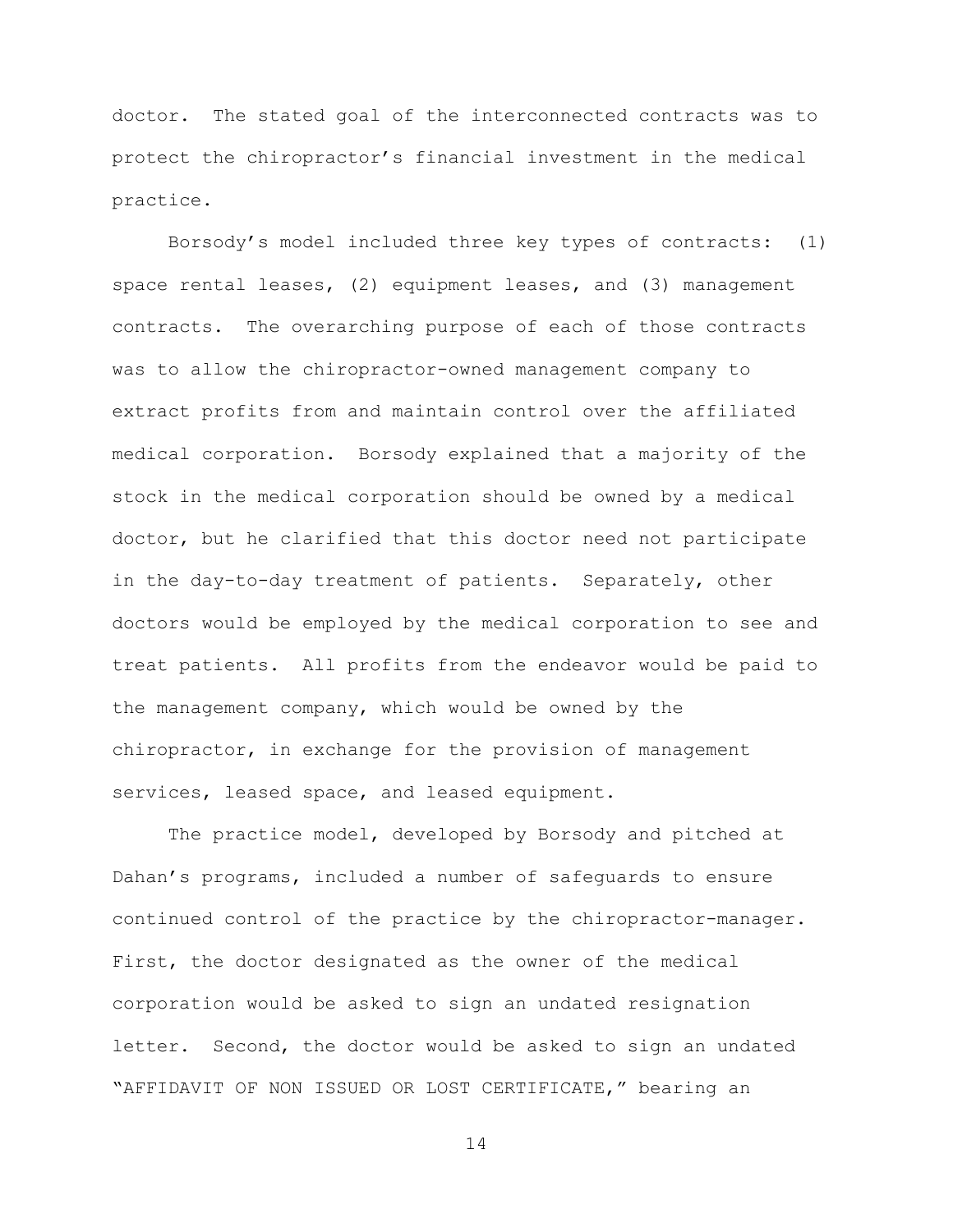doctor. The stated goal of the interconnected contracts was to protect the chiropractor's financial investment in the medical practice.

Borsody's model included three key types of contracts: (1) space rental leases, (2) equipment leases, and (3) management contracts. The overarching purpose of each of those contracts was to allow the chiropractor-owned management company to extract profits from and maintain control over the affiliated medical corporation. Borsody explained that a majority of the stock in the medical corporation should be owned by a medical doctor, but he clarified that this doctor need not participate in the day-to-day treatment of patients. Separately, other doctors would be employed by the medical corporation to see and treat patients. All profits from the endeavor would be paid to the management company, which would be owned by the chiropractor, in exchange for the provision of management services, leased space, and leased equipment.

The practice model, developed by Borsody and pitched at Dahan's programs, included a number of safeguards to ensure continued control of the practice by the chiropractor-manager. First, the doctor designated as the owner of the medical corporation would be asked to sign an undated resignation letter. Second, the doctor would be asked to sign an undated "AFFIDAVIT OF NON ISSUED OR LOST CERTIFICATE," bearing an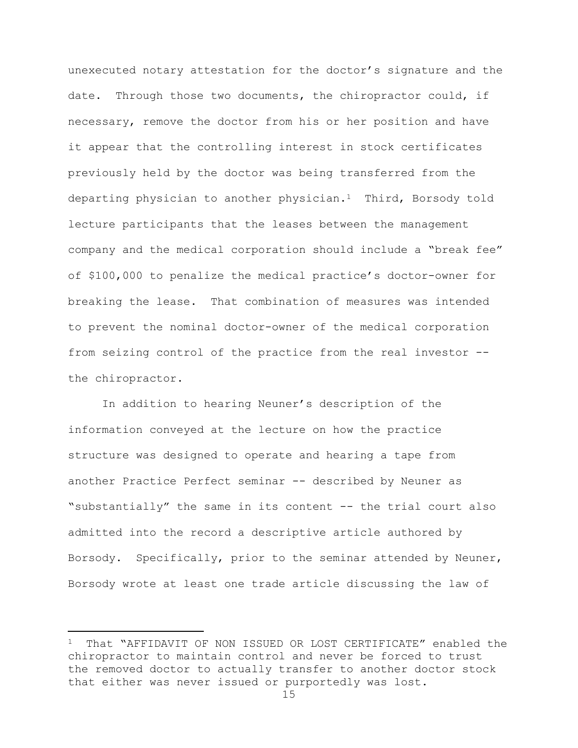unexecuted notary attestation for the doctor's signature and the date. Through those two documents, the chiropractor could, if necessary, remove the doctor from his or her position and have it appear that the controlling interest in stock certificates previously held by the doctor was being transferred from the departing physician to another physician.[1] Third, Borsody told lecture participants that the leases between the management company and the medical corporation should include a "break fee" of $100,000 to penalize the medical practice's doctor-owner for breaking the lease. That combination of measures was intended to prevent the nominal doctor-owner of the medical corporation from seizing control of the practice from the real investor -- the chiropractor.

In addition to hearing Neuner's description of the information conveyed at the lecture on how the practice structure was designed to operate and hearing a tape from another Practice Perfect seminar -- described by Neuner as "substantially" the same in its content -- the trial court also admitted into the record a descriptive article authored by Borsody. Specifically, prior to the seminar attended by Neuner, Borsody wrote at least one trade article discussing the law of

---

[1] That "AFFIDAVIT OF NON ISSUED OR LOST CERTIFICATE" enabled the chiropractor to maintain control and never be forced to trust the removed doctor to actually transfer to another doctor stock that either was never issued or purportedly was lost.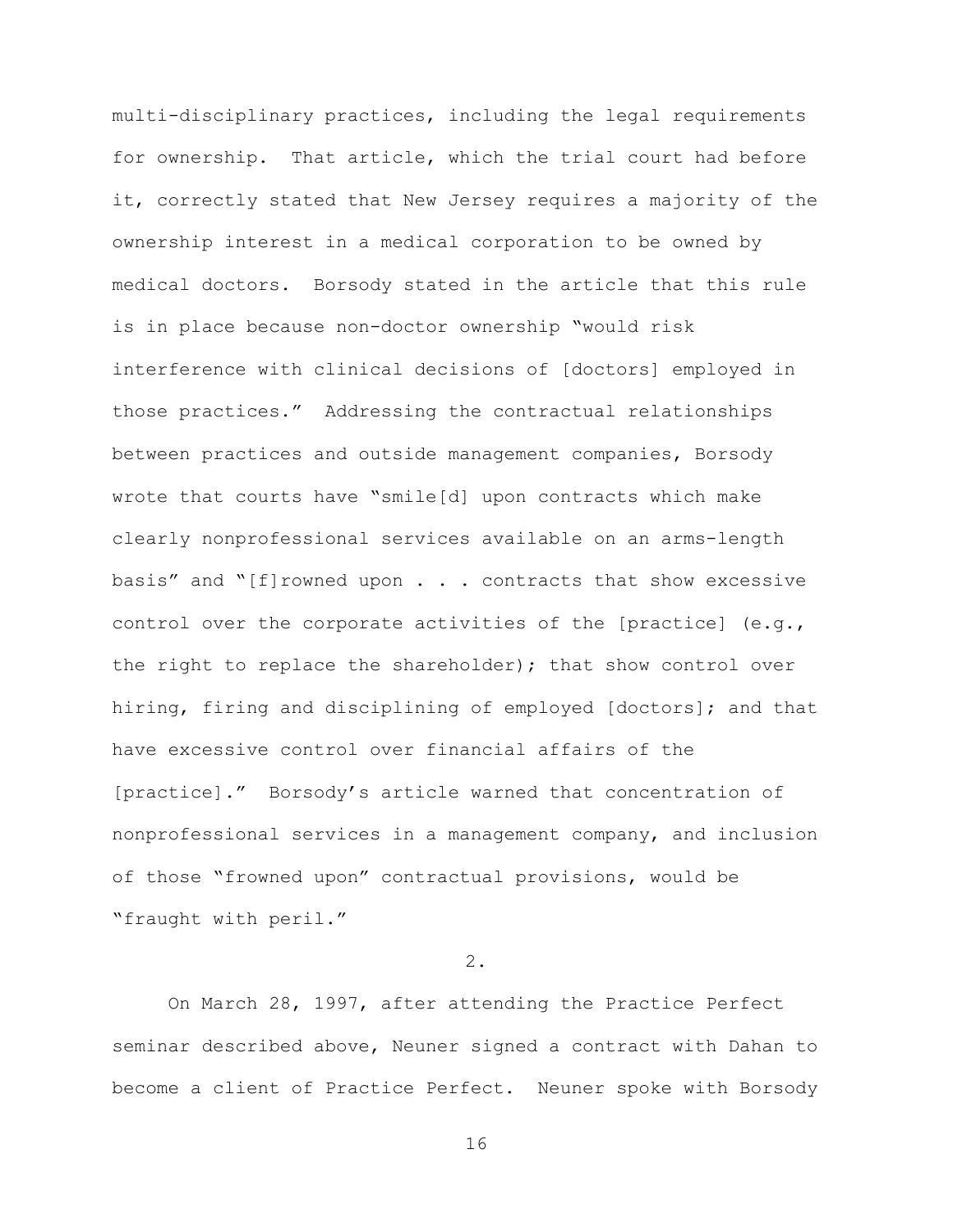multi-disciplinary practices, including the legal requirements for ownership. That article, which the trial court had before it, correctly stated that New Jersey requires a majority of the ownership interest in a medical corporation to be owned by medical doctors. Borsody stated in the article that this rule is in place because non-doctor ownership "would risk interference with clinical decisions of [doctors] employed in those practices." Addressing the contractual relationships between practices and outside management companies, Borsody wrote that courts have "smile[d] upon contracts which make clearly nonprofessional services available on an arms-length basis" and "[f]rowned upon . . . contracts that show excessive control over the corporate activities of the [practice] (e.g., the right to replace the shareholder); that show control over hiring, firing and disciplining of employed [doctors]; and that have excessive control over financial affairs of the [practice]." Borsody's article warned that concentration of nonprofessional services in a management company, and inclusion of those "frowned upon" contractual provisions, would be "fraught with peril."

2.

On March 28, 1997, after attending the Practice Perfect seminar described above, Neuner signed a contract with Dahan to become a client of Practice Perfect. Neuner spoke with Borsody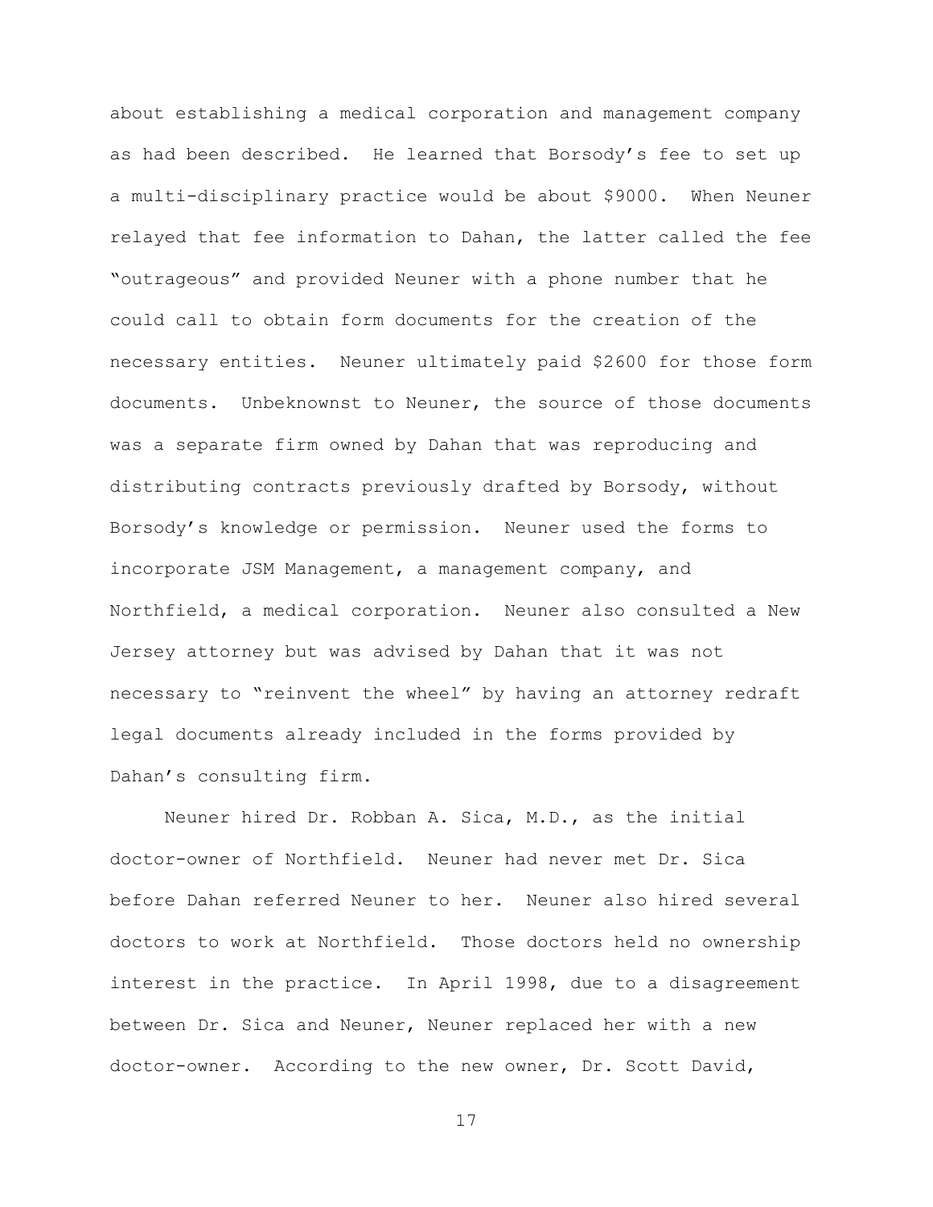about establishing a medical corporation and management company as had been described. He learned that Borsody's fee to set up a multi-disciplinary practice would be about $9000. When Neuner relayed that fee information to Dahan, the latter called the fee "outrageous" and provided Neuner with a phone number that he could call to obtain form documents for the creation of the necessary entities. Neuner ultimately paid $2600 for those form documents. Unbeknownst to Neuner, the source of those documents was a separate firm owned by Dahan that was reproducing and distributing contracts previously drafted by Borsody, without Borsody's knowledge or permission. Neuner used the forms to incorporate JSM Management, a management company, and Northfield, a medical corporation. Neuner also consulted a New Jersey attorney but was advised by Dahan that it was not necessary to "reinvent the wheel" by having an attorney redraft legal documents already included in the forms provided by Dahan's consulting firm.

Neuner hired Dr. Robban A. Sica, M.D., as the initial doctor-owner of Northfield. Neuner had never met Dr. Sica before Dahan referred Neuner to her. Neuner also hired several doctors to work at Northfield. Those doctors held no ownership interest in the practice. In April 1998, due to a disagreement between Dr. Sica and Neuner, Neuner replaced her with a new doctor-owner. According to the new owner, Dr. Scott David,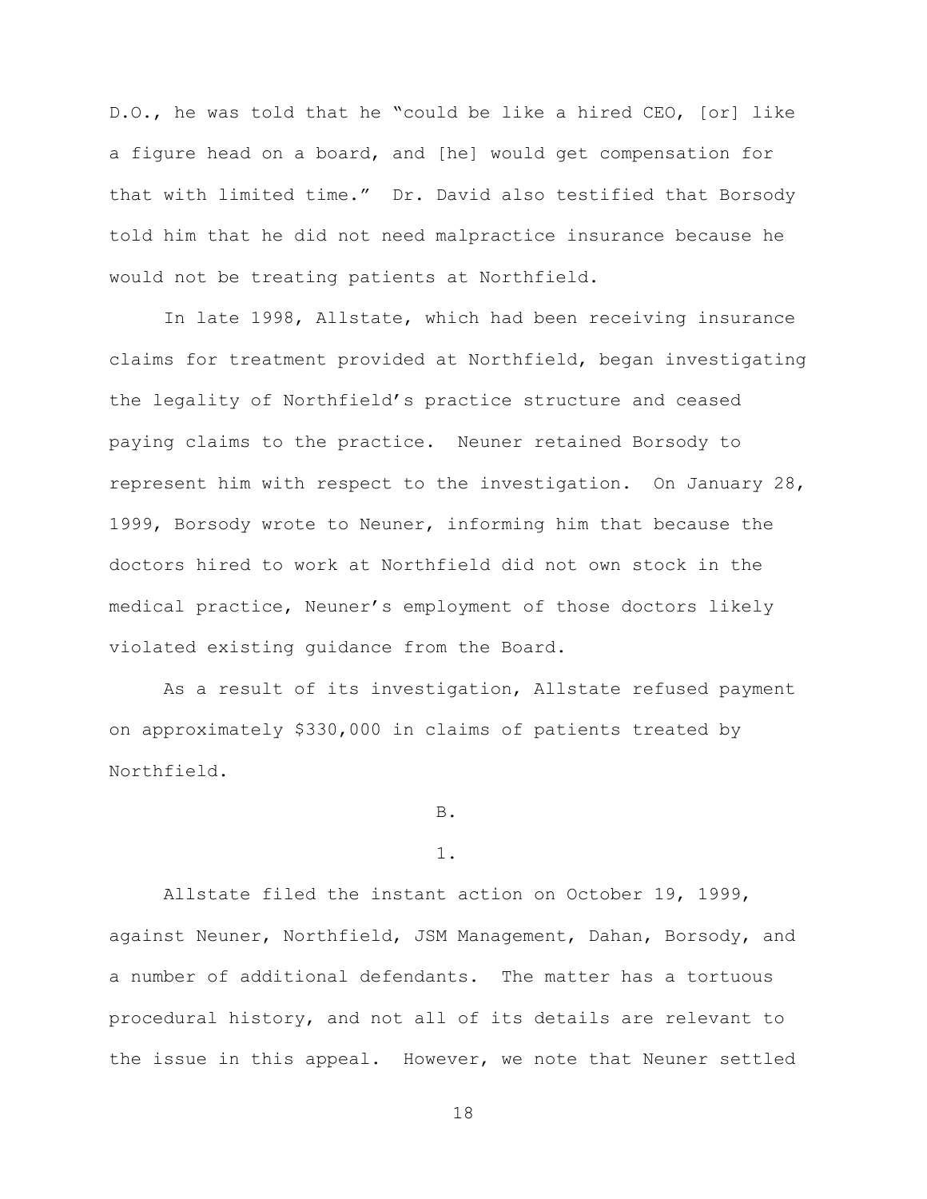D.O., he was told that he "could be like a hired CEO, [or] like a figure head on a board, and [he] would get compensation for that with limited time." Dr. David also testified that Borsody told him that he did not need malpractice insurance because he would not be treating patients at Northfield.

In late 1998, Allstate, which had been receiving insurance claims for treatment provided at Northfield, began investigating the legality of Northfield's practice structure and ceased paying claims to the practice. Neuner retained Borsody to represent him with respect to the investigation. On January 28, 1999, Borsody wrote to Neuner, informing him that because the doctors hired to work at Northfield did not own stock in the medical practice, Neuner's employment of those doctors likely violated existing guidance from the Board.

As a result of its investigation, Allstate refused payment on approximately $330,000 in claims of patients treated by Northfield.

B.

1.

Allstate filed the instant action on October 19, 1999, against Neuner, Northfield, JSM Management, Dahan, Borsody, and a number of additional defendants. The matter has a tortuous procedural history, and not all of its details are relevant to the issue in this appeal. However, we note that Neuner settled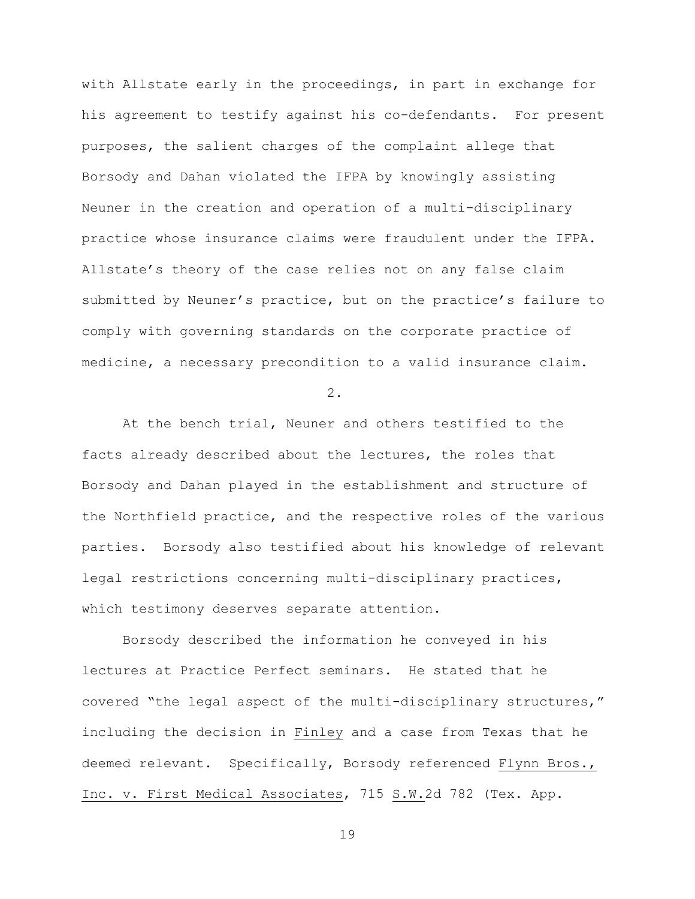with Allstate early in the proceedings, in part in exchange for his agreement to testify against his co-defendants. For present purposes, the salient charges of the complaint allege that Borsody and Dahan violated the IFPA by knowingly assisting Neuner in the creation and operation of a multi-disciplinary practice whose insurance claims were fraudulent under the IFPA. Allstate's theory of the case relies not on any false claim submitted by Neuner's practice, but on the practice's failure to comply with governing standards on the corporate practice of medicine, a necessary precondition to a valid insurance claim.

2.

At the bench trial, Neuner and others testified to the facts already described about the lectures, the roles that Borsody and Dahan played in the establishment and structure of the Northfield practice, and the respective roles of the various parties. Borsody also testified about his knowledge of relevant legal restrictions concerning multi-disciplinary practices, which testimony deserves separate attention.

Borsody described the information he conveyed in his lectures at Practice Perfect seminars. He stated that he covered "the legal aspect of the multi-disciplinary structures," including the decision in Finley and a case from Texas that he deemed relevant. Specifically, Borsody referenced Flynn Bros., Inc. v. First Medical Associates, 715 S.W.2d 782 (Tex. App.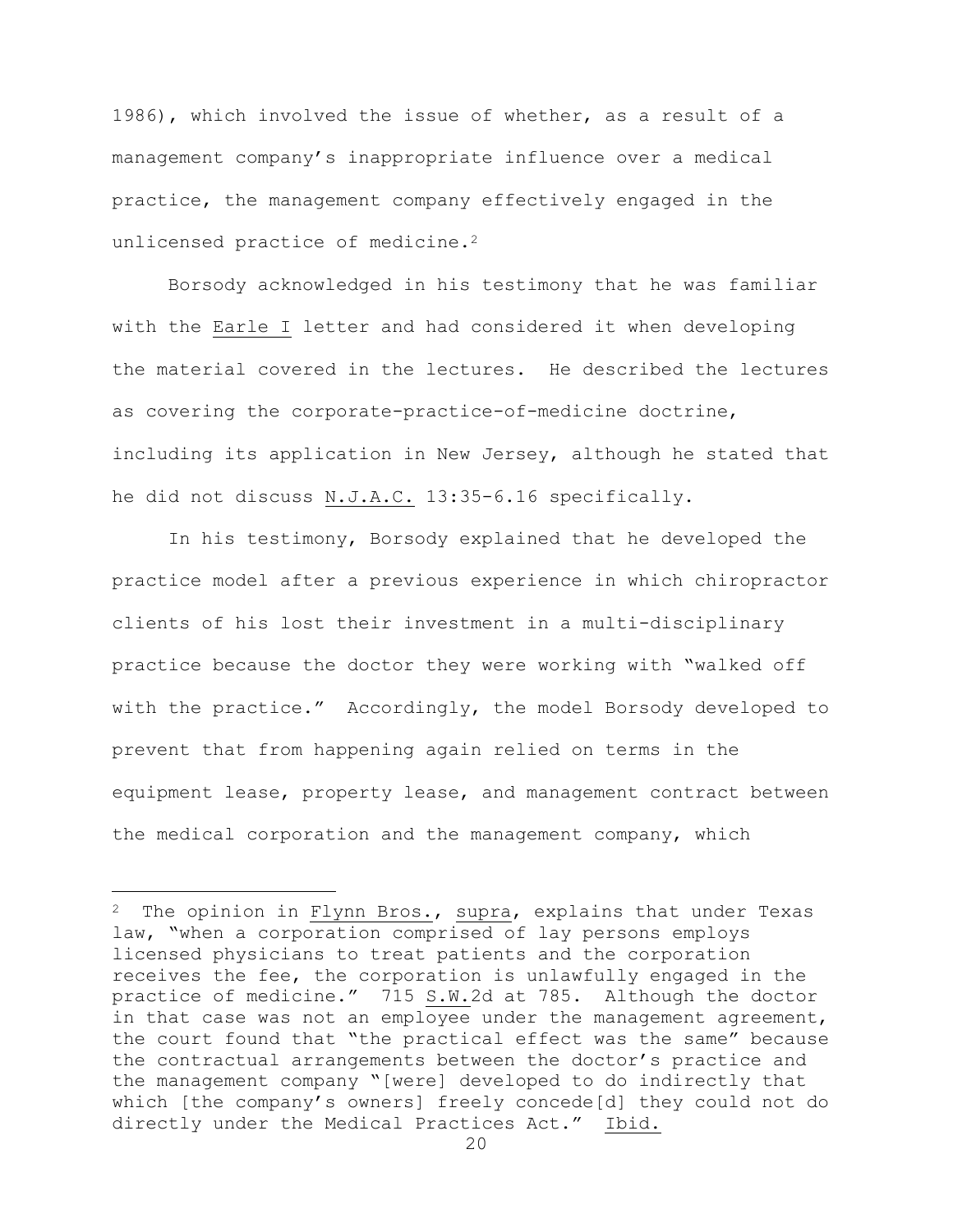1986), which involved the issue of whether, as a result of a management company's inappropriate influence over a medical practice, the management company effectively engaged in the unlicensed practice of medicine.[2]

Borsody acknowledged in his testimony that he was familiar with the Earle I letter and had considered it when developing the material covered in the lectures. He described the lectures as covering the corporate-practice-of-medicine doctrine, including its application in New Jersey, although he stated that he did not discuss N.J.A.C. 13:35-6.16 specifically.

In his testimony, Borsody explained that he developed the practice model after a previous experience in which chiropractor clients of his lost their investment in a multi-disciplinary practice because the doctor they were working with "walked off with the practice." Accordingly, the model Borsody developed to prevent that from happening again relied on terms in the equipment lease, property lease, and management contract between the medical corporation and the management company, which

---

[2] The opinion in Flynn Bros., supra, explains that under Texas law, "when a corporation comprised of lay persons employs licensed physicians to treat patients and the corporation receives the fee, the corporation is unlawfully engaged in the practice of medicine." 715 S.W.2d at 785. Although the doctor in that case was not an employee under the management agreement, the court found that "the practical effect was the same" because the contractual arrangements between the doctor's practice and the management company "[were] developed to do indirectly that which [the company's owners] freely concede[d] they could not do directly under the Medical Practices Act." Ibid.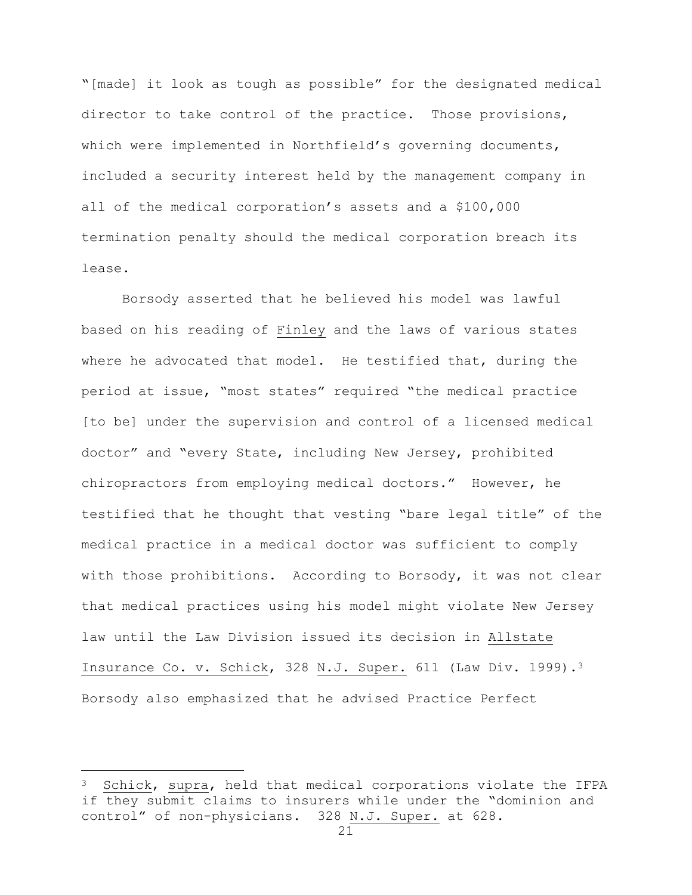"[made] it look as tough as possible" for the designated medical director to take control of the practice. Those provisions, which were implemented in Northfield's governing documents, included a security interest held by the management company in all of the medical corporation's assets and a $100,000 termination penalty should the medical corporation breach its lease.

Borsody asserted that he believed his model was lawful based on his reading of Finley and the laws of various states where he advocated that model. He testified that, during the period at issue, "most states" required "the medical practice [to be] under the supervision and control of a licensed medical doctor" and "every State, including New Jersey, prohibited chiropractors from employing medical doctors." However, he testified that he thought that vesting "bare legal title" of the medical practice in a medical doctor was sufficient to comply with those prohibitions. According to Borsody, it was not clear that medical practices using his model might violate New Jersey law until the Law Division issued its decision in Allstate Insurance Co. v. Schick, 328 N.J. Super. 611 (Law Div. 1999).[3] Borsody also emphasized that he advised Practice Perfect

---

[3] Schick, supra, held that medical corporations violate the IFPA if they submit claims to insurers while under the "dominion and control" of non-physicians. 328 N.J. Super. at 628.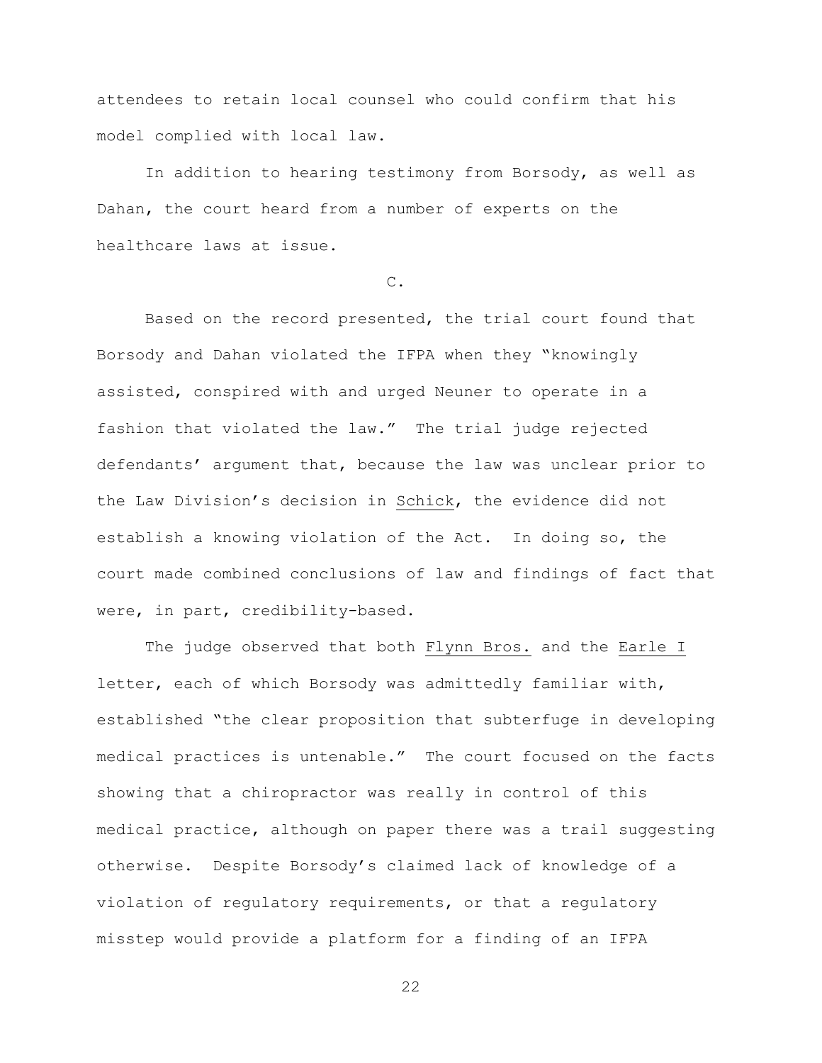attendees to retain local counsel who could confirm that his model complied with local law.

In addition to hearing testimony from Borsody, as well as Dahan, the court heard from a number of experts on the healthcare laws at issue.

C.

Based on the record presented, the trial court found that Borsody and Dahan violated the IFPA when they "knowingly assisted, conspired with and urged Neuner to operate in a fashion that violated the law." The trial judge rejected defendants' argument that, because the law was unclear prior to the Law Division's decision in Schick, the evidence did not establish a knowing violation of the Act. In doing so, the court made combined conclusions of law and findings of fact that were, in part, credibility-based.

The judge observed that both Flynn Bros. and the Earle I letter, each of which Borsody was admittedly familiar with, established "the clear proposition that subterfuge in developing medical practices is untenable." The court focused on the facts showing that a chiropractor was really in control of this medical practice, although on paper there was a trail suggesting otherwise. Despite Borsody's claimed lack of knowledge of a violation of regulatory requirements, or that a regulatory misstep would provide a platform for a finding of an IFPA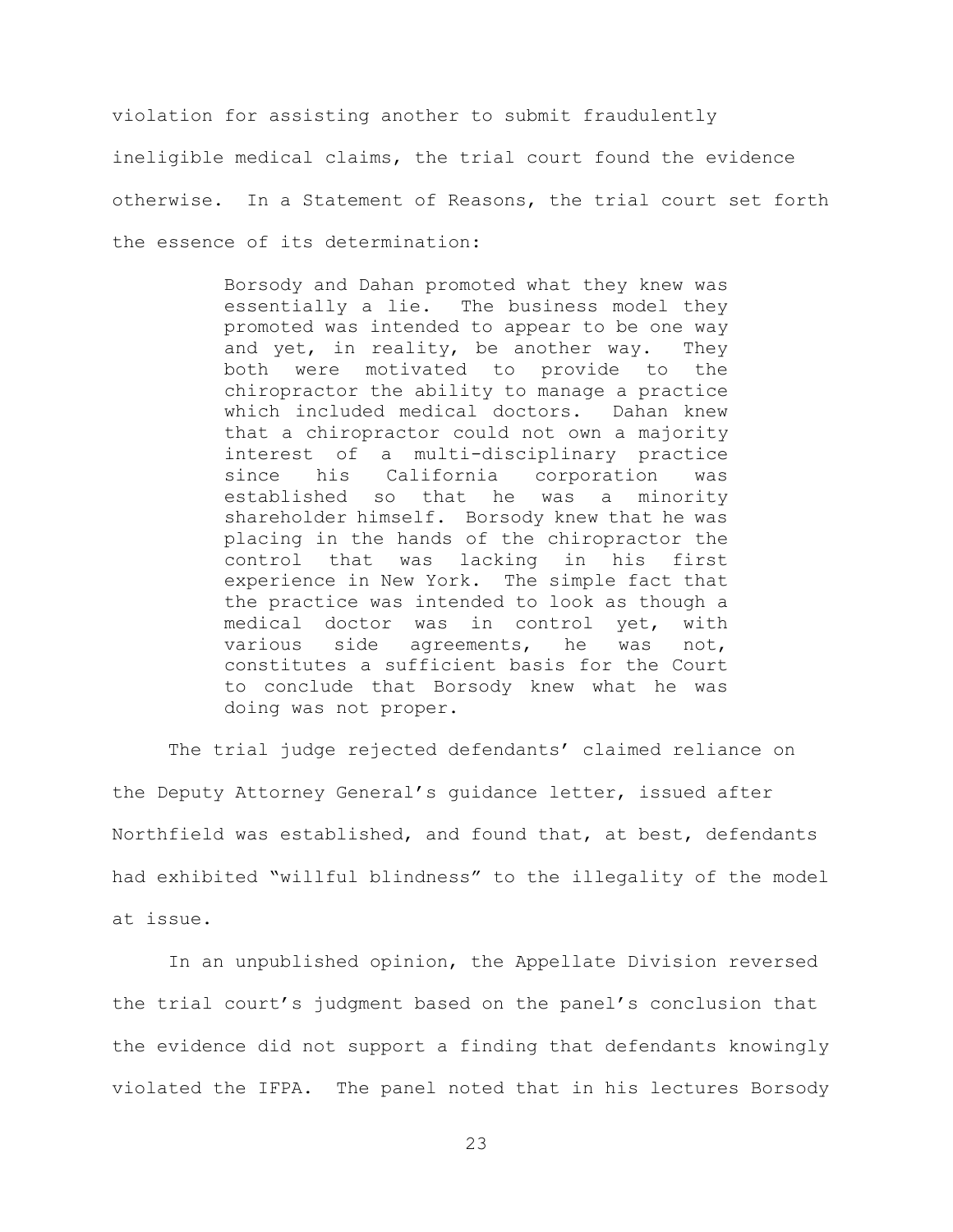violation for assisting another to submit fraudulently ineligible medical claims, the trial court found the evidence otherwise. In a Statement of Reasons, the trial court set forth the essence of its determination:

> Borsody and Dahan promoted what they knew was essentially a lie. The business model they promoted was intended to appear to be one way and yet, in reality, be another way. They both were motivated to provide to the chiropractor the ability to manage a practice which included medical doctors. Dahan knew that a chiropractor could not own a majority interest of a multi-disciplinary practice since his California corporation was established so that he was a minority shareholder himself. Borsody knew that he was placing in the hands of the chiropractor the control that was lacking in his first experience in New York. The simple fact that the practice was intended to look as though a medical doctor was in control yet, with various side agreements, he was not, constitutes a sufficient basis for the Court to conclude that Borsody knew what he was doing was not proper.

The trial judge rejected defendants' claimed reliance on the Deputy Attorney General's guidance letter, issued after Northfield was established, and found that, at best, defendants had exhibited "willful blindness" to the illegality of the model at issue.

In an unpublished opinion, the Appellate Division reversed the trial court's judgment based on the panel's conclusion that the evidence did not support a finding that defendants knowingly violated the IFPA. The panel noted that in his lectures Borsody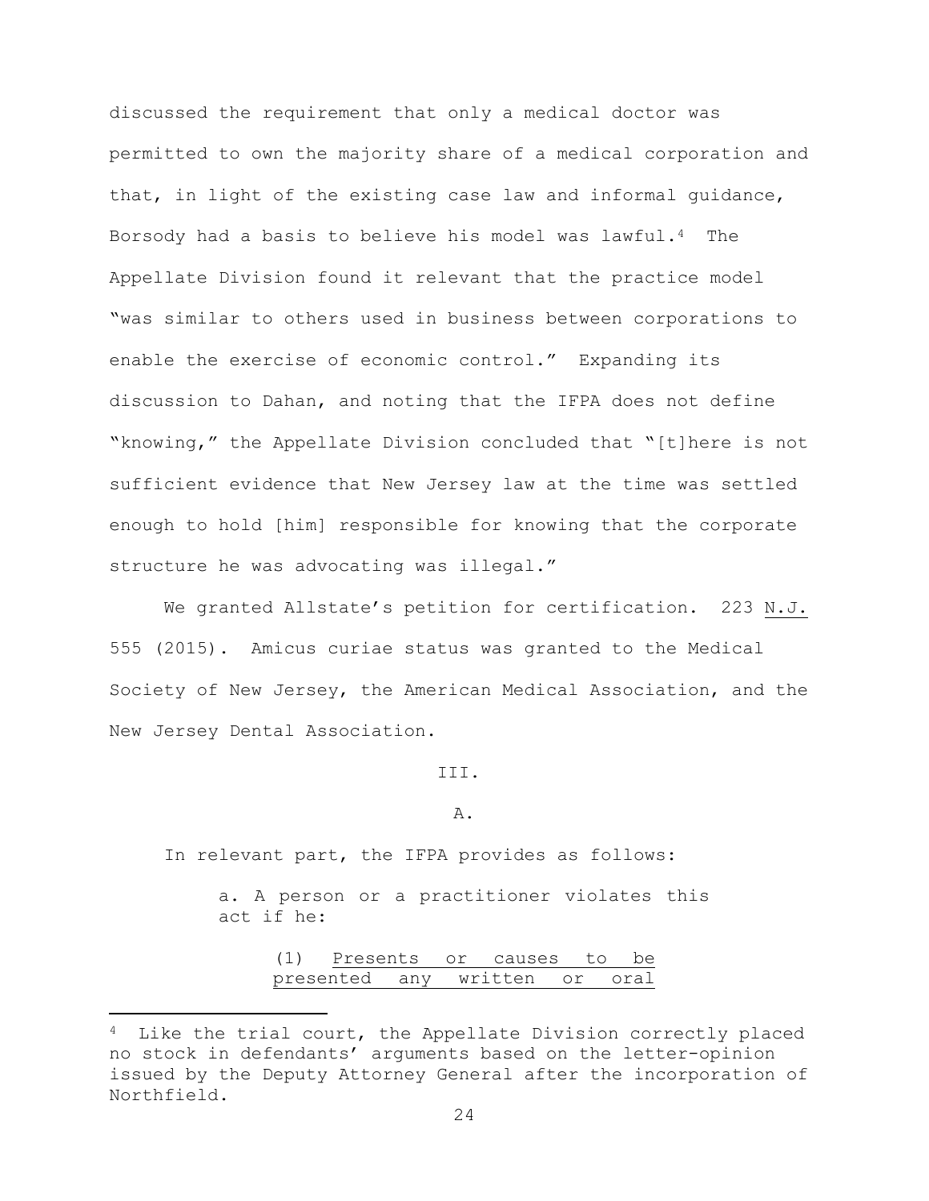discussed the requirement that only a medical doctor was permitted to own the majority share of a medical corporation and that, in light of the existing case law and informal guidance, Borsody had a basis to believe his model was lawful.[4] The Appellate Division found it relevant that the practice model "was similar to others used in business between corporations to enable the exercise of economic control." Expanding its discussion to Dahan, and noting that the IFPA does not define "knowing," the Appellate Division concluded that "[t]here is not sufficient evidence that New Jersey law at the time was settled enough to hold [him] responsible for knowing that the corporate structure he was advocating was illegal."

We granted Allstate's petition for certification. 223 <u>N.J.</u> 555 (2015). Amicus curiae status was granted to the Medical Society of New Jersey, the American Medical Association, and the New Jersey Dental Association.

III.

A.

In relevant part, the IFPA provides as follows:

> a. A person or a practitioner violates this act if he:
>
> > (1) <u>Presents or causes to be presented any written or oral</u>

[4] Like the trial court, the Appellate Division correctly placed no stock in defendants' arguments based on the letter-opinion issued by the Deputy Attorney General after the incorporation of Northfield.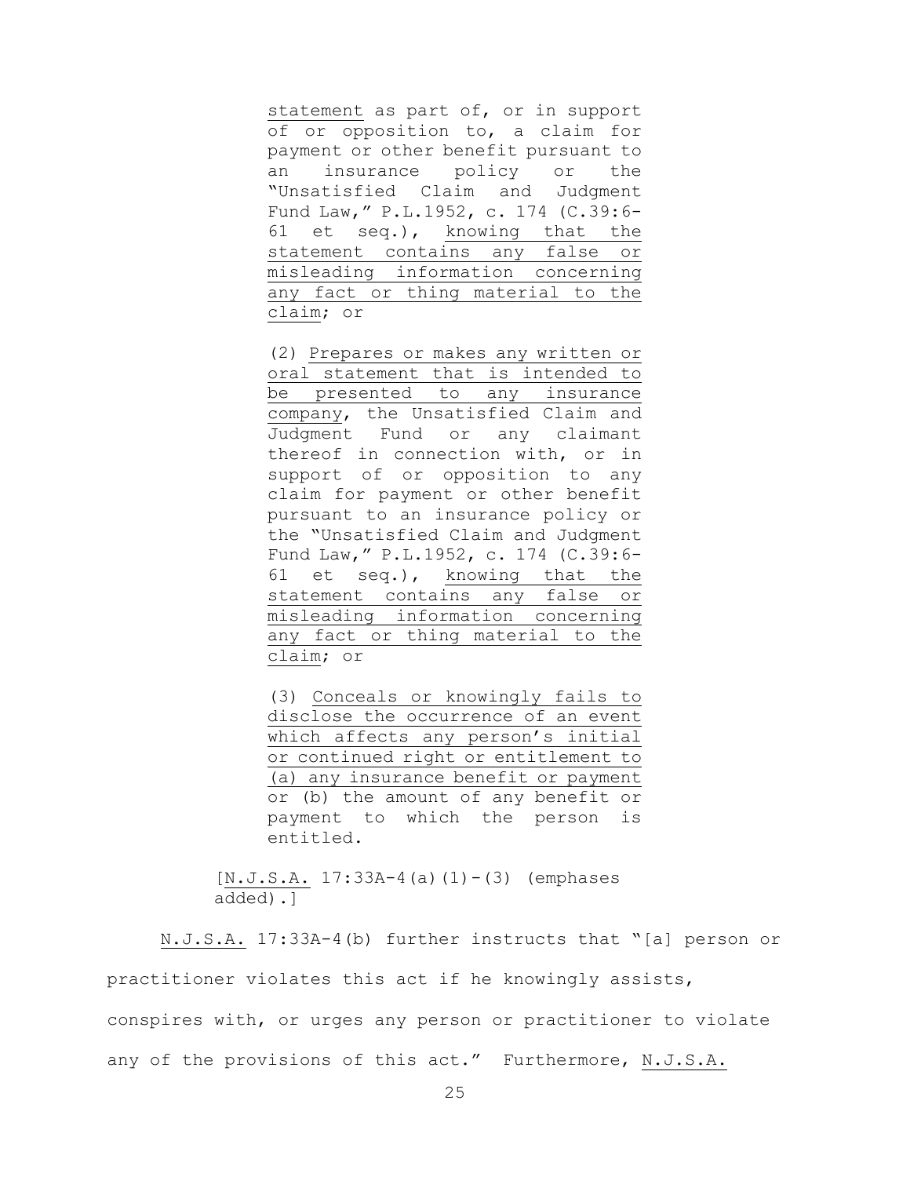> statement as part of, or in support of or opposition to, a claim for payment or other benefit pursuant to an insurance policy or the "Unsatisfied Claim and Judgment Fund Law," P.L.1952, c. 174 (C.39:6-61 et seq.), knowing that the statement contains any false or misleading information concerning any fact or thing material to the claim; or
>
> (2) Prepares or makes any written or oral statement that is intended to be presented to any insurance company, the Unsatisfied Claim and Judgment Fund or any claimant thereof in connection with, or in support of or opposition to any claim for payment or other benefit pursuant to an insurance policy or the "Unsatisfied Claim and Judgment Fund Law," P.L.1952, c. 174 (C.39:6-61 et seq.), knowing that the statement contains any false or misleading information concerning any fact or thing material to the claim; or
>
> (3) Conceals or knowingly fails to disclose the occurrence of an event which affects any person's initial or continued right or entitlement to (a) any insurance benefit or payment or (b) the amount of any benefit or payment to which the person is entitled.
>
> [N.J.S.A. 17:33A-4(a)(1)-(3) (emphases added).]

N.J.S.A. 17:33A-4(b) further instructs that "[a] person or practitioner violates this act if he knowingly assists, conspires with, or urges any person or practitioner to violate any of the provisions of this act." Furthermore, N.J.S.A.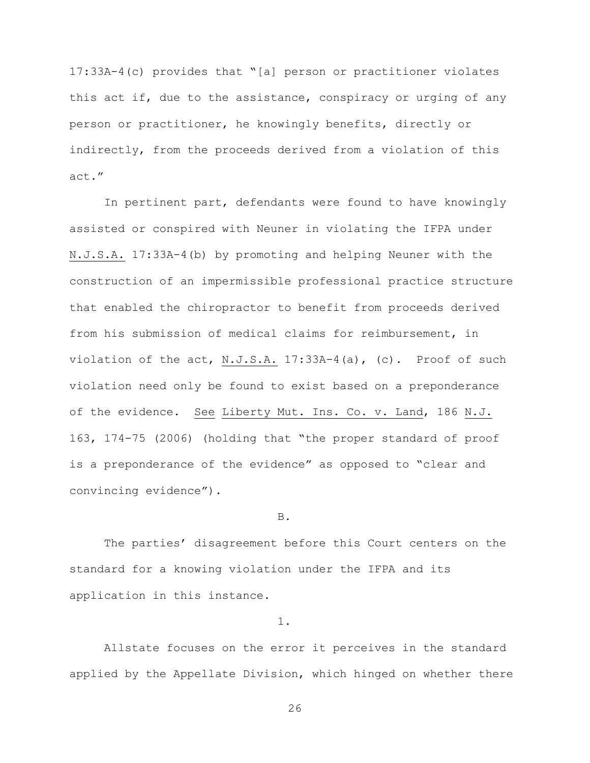17:33A-4(c) provides that "[a] person or practitioner violates this act if, due to the assistance, conspiracy or urging of any person or practitioner, he knowingly benefits, directly or indirectly, from the proceeds derived from a violation of this act."

In pertinent part, defendants were found to have knowingly assisted or conspired with Neuner in violating the IFPA under N.J.S.A. 17:33A-4(b) by promoting and helping Neuner with the construction of an impermissible professional practice structure that enabled the chiropractor to benefit from proceeds derived from his submission of medical claims for reimbursement, in violation of the act, N.J.S.A. 17:33A-4(a), (c). Proof of such violation need only be found to exist based on a preponderance of the evidence. See Liberty Mut. Ins. Co. v. Land, 186 N.J. 163, 174-75 (2006) (holding that "the proper standard of proof is a preponderance of the evidence" as opposed to "clear and convincing evidence").

B.

The parties' disagreement before this Court centers on the standard for a knowing violation under the IFPA and its application in this instance.

1.

Allstate focuses on the error it perceives in the standard applied by the Appellate Division, which hinged on whether there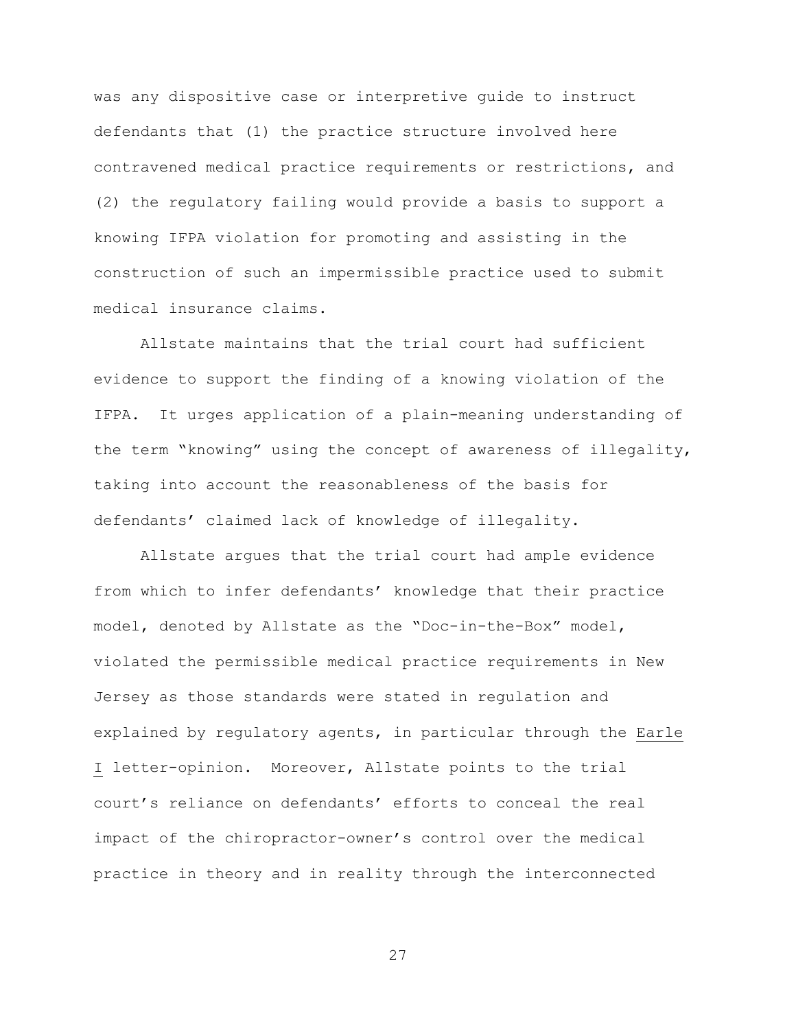was any dispositive case or interpretive guide to instruct defendants that (1) the practice structure involved here contravened medical practice requirements or restrictions, and (2) the regulatory failing would provide a basis to support a knowing IFPA violation for promoting and assisting in the construction of such an impermissible practice used to submit medical insurance claims.

Allstate maintains that the trial court had sufficient evidence to support the finding of a knowing violation of the IFPA. It urges application of a plain-meaning understanding of the term "knowing" using the concept of awareness of illegality, taking into account the reasonableness of the basis for defendants' claimed lack of knowledge of illegality.

Allstate argues that the trial court had ample evidence from which to infer defendants' knowledge that their practice model, denoted by Allstate as the "Doc-in-the-Box" model, violated the permissible medical practice requirements in New Jersey as those standards were stated in regulation and explained by regulatory agents, in particular through the Earle I letter-opinion. Moreover, Allstate points to the trial court's reliance on defendants' efforts to conceal the real impact of the chiropractor-owner's control over the medical practice in theory and in reality through the interconnected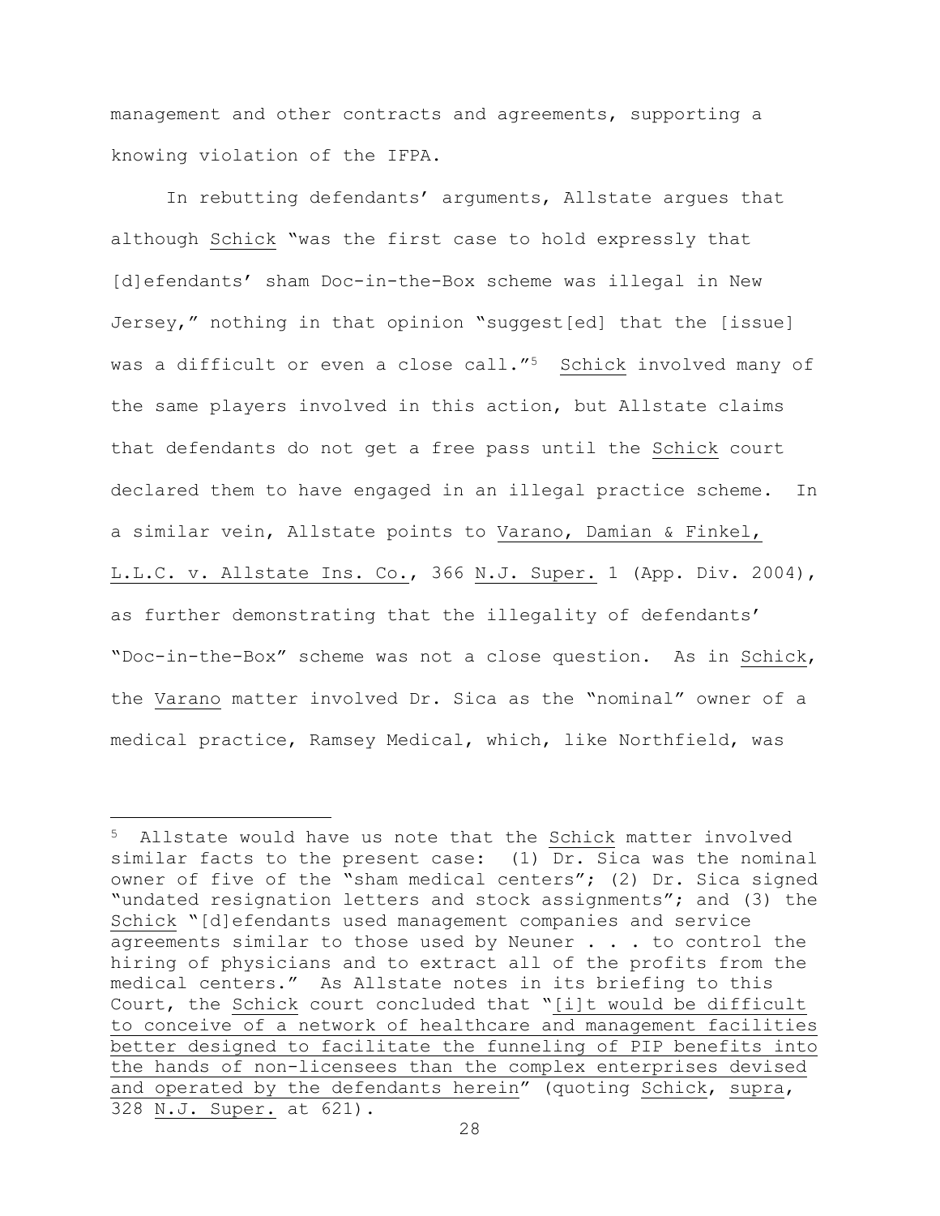management and other contracts and agreements, supporting a knowing violation of the IFPA.

In rebutting defendants' arguments, Allstate argues that although Schick "was the first case to hold expressly that [d]efendants' sham Doc-in-the-Box scheme was illegal in New Jersey," nothing in that opinion "suggest[ed] that the [issue] was a difficult or even a close call."[5] Schick involved many of the same players involved in this action, but Allstate claims that defendants do not get a free pass until the Schick court declared them to have engaged in an illegal practice scheme. In a similar vein, Allstate points to Varano, Damian & Finkel, L.L.C. v. Allstate Ins. Co., 366 N.J. Super. 1 (App. Div. 2004), as further demonstrating that the illegality of defendants' "Doc-in-the-Box" scheme was not a close question. As in Schick, the Varano matter involved Dr. Sica as the "nominal" owner of a medical practice, Ramsey Medical, which, like Northfield, was

---

[5] Allstate would have us note that the Schick matter involved similar facts to the present case: (1) Dr. Sica was the nominal owner of five of the "sham medical centers"; (2) Dr. Sica signed "undated resignation letters and stock assignments"; and (3) the Schick "[d]efendants used management companies and service agreements similar to those used by Neuner . . . to control the hiring of physicians and to extract all of the profits from the medical centers." As Allstate notes in its briefing to this Court, the Schick court concluded that "[i]t would be difficult to conceive of a network of healthcare and management facilities better designed to facilitate the funneling of PIP benefits into the hands of non-licensees than the complex enterprises devised and operated by the defendants herein" (quoting Schick, supra, 328 N.J. Super. at 621).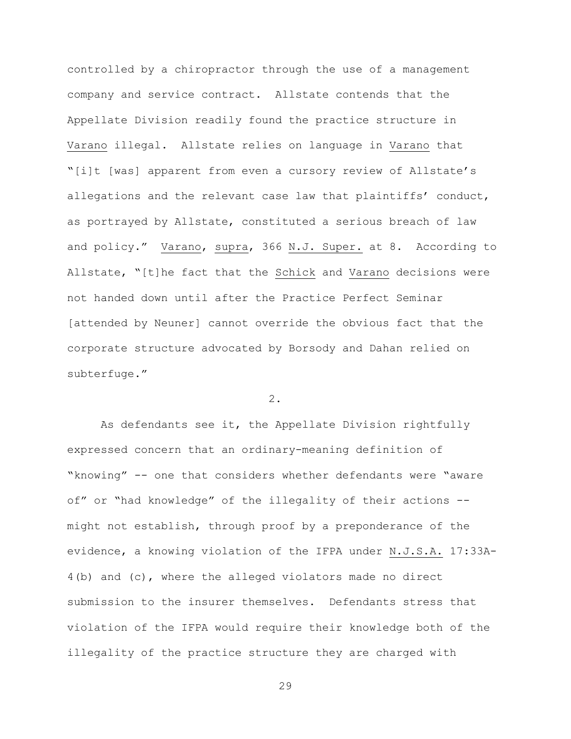controlled by a chiropractor through the use of a management company and service contract. Allstate contends that the Appellate Division readily found the practice structure in Varano illegal. Allstate relies on language in Varano that "[i]t [was] apparent from even a cursory review of Allstate's allegations and the relevant case law that plaintiffs' conduct, as portrayed by Allstate, constituted a serious breach of law and policy." Varano, supra, 366 N.J. Super. at 8. According to Allstate, "[t]he fact that the Schick and Varano decisions were not handed down until after the Practice Perfect Seminar [attended by Neuner] cannot override the obvious fact that the corporate structure advocated by Borsody and Dahan relied on subterfuge."

2.

As defendants see it, the Appellate Division rightfully expressed concern that an ordinary-meaning definition of "knowing" -- one that considers whether defendants were "aware of" or "had knowledge" of the illegality of their actions -- might not establish, through proof by a preponderance of the evidence, a knowing violation of the IFPA under N.J.S.A. 17:33A-4(b) and (c), where the alleged violators made no direct submission to the insurer themselves. Defendants stress that violation of the IFPA would require their knowledge both of the illegality of the practice structure they are charged with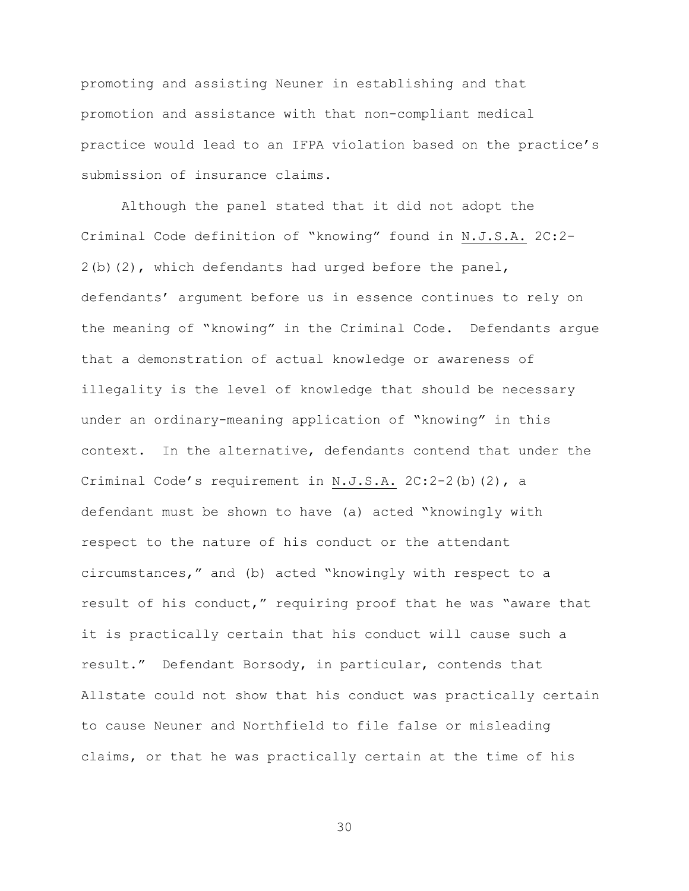promoting and assisting Neuner in establishing and that promotion and assistance with that non-compliant medical practice would lead to an IFPA violation based on the practice's submission of insurance claims.

Although the panel stated that it did not adopt the Criminal Code definition of "knowing" found in N.J.S.A. 2C:2-2(b)(2), which defendants had urged before the panel, defendants' argument before us in essence continues to rely on the meaning of "knowing" in the Criminal Code. Defendants argue that a demonstration of actual knowledge or awareness of illegality is the level of knowledge that should be necessary under an ordinary-meaning application of "knowing" in this context. In the alternative, defendants contend that under the Criminal Code's requirement in N.J.S.A. 2C:2-2(b)(2), a defendant must be shown to have (a) acted "knowingly with respect to the nature of his conduct or the attendant circumstances," and (b) acted "knowingly with respect to a result of his conduct," requiring proof that he was "aware that it is practically certain that his conduct will cause such a result." Defendant Borsody, in particular, contends that Allstate could not show that his conduct was practically certain to cause Neuner and Northfield to file false or misleading claims, or that he was practically certain at the time of his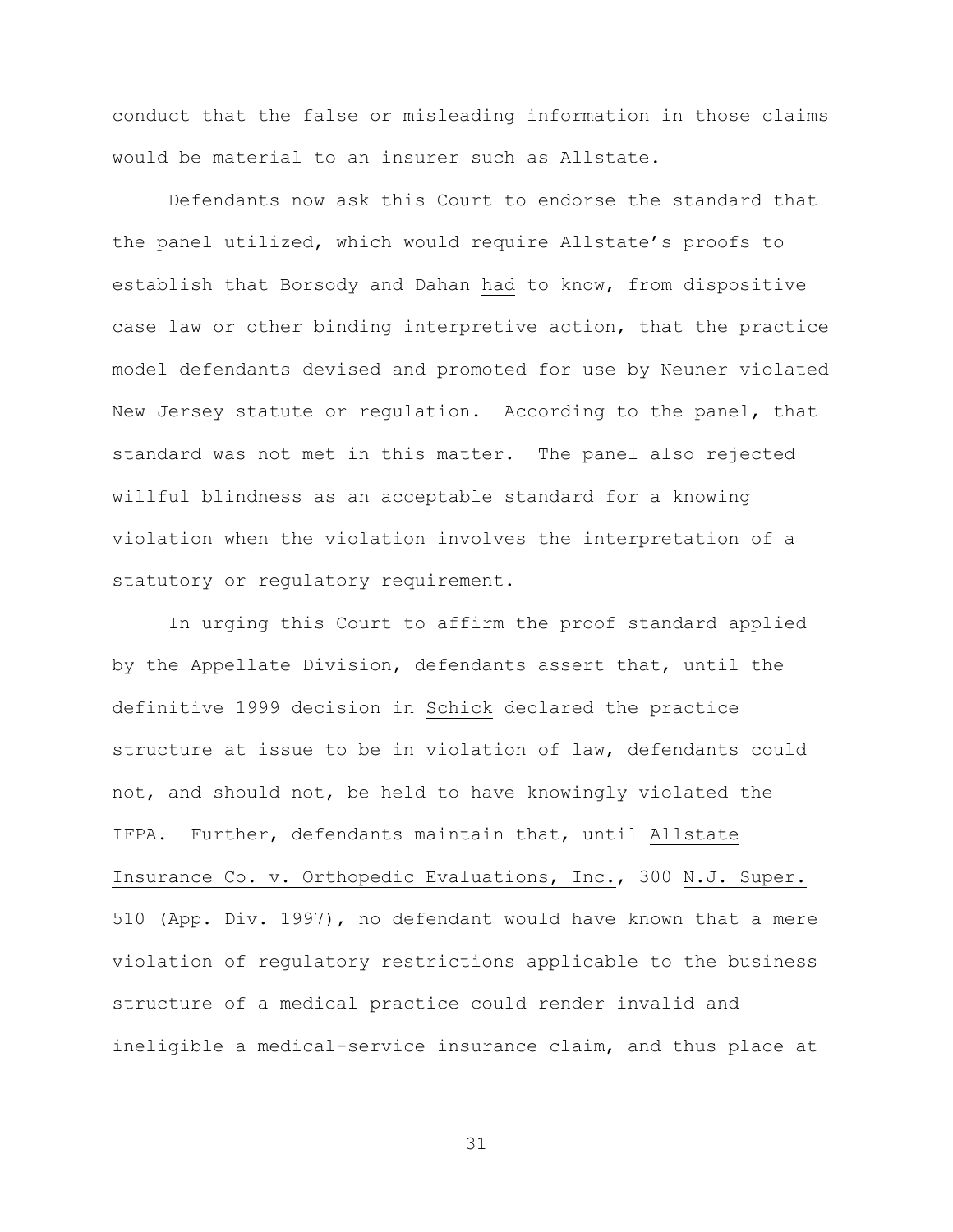conduct that the false or misleading information in those claims would be material to an insurer such as Allstate.

Defendants now ask this Court to endorse the standard that the panel utilized, which would require Allstate's proofs to establish that Borsody and Dahan _had_ to know, from dispositive case law or other binding interpretive action, that the practice model defendants devised and promoted for use by Neuner violated New Jersey statute or regulation. According to the panel, that standard was not met in this matter. The panel also rejected willful blindness as an acceptable standard for a knowing violation when the violation involves the interpretation of a statutory or regulatory requirement.

In urging this Court to affirm the proof standard applied by the Appellate Division, defendants assert that, until the definitive 1999 decision in _Schick_ declared the practice structure at issue to be in violation of law, defendants could not, and should not, be held to have knowingly violated the IFPA. Further, defendants maintain that, until _Allstate Insurance Co. v. Orthopedic Evaluations, Inc._, 300 _N.J. Super._ 510 (App. Div. 1997), no defendant would have known that a mere violation of regulatory restrictions applicable to the business structure of a medical practice could render invalid and ineligible a medical-service insurance claim, and thus place at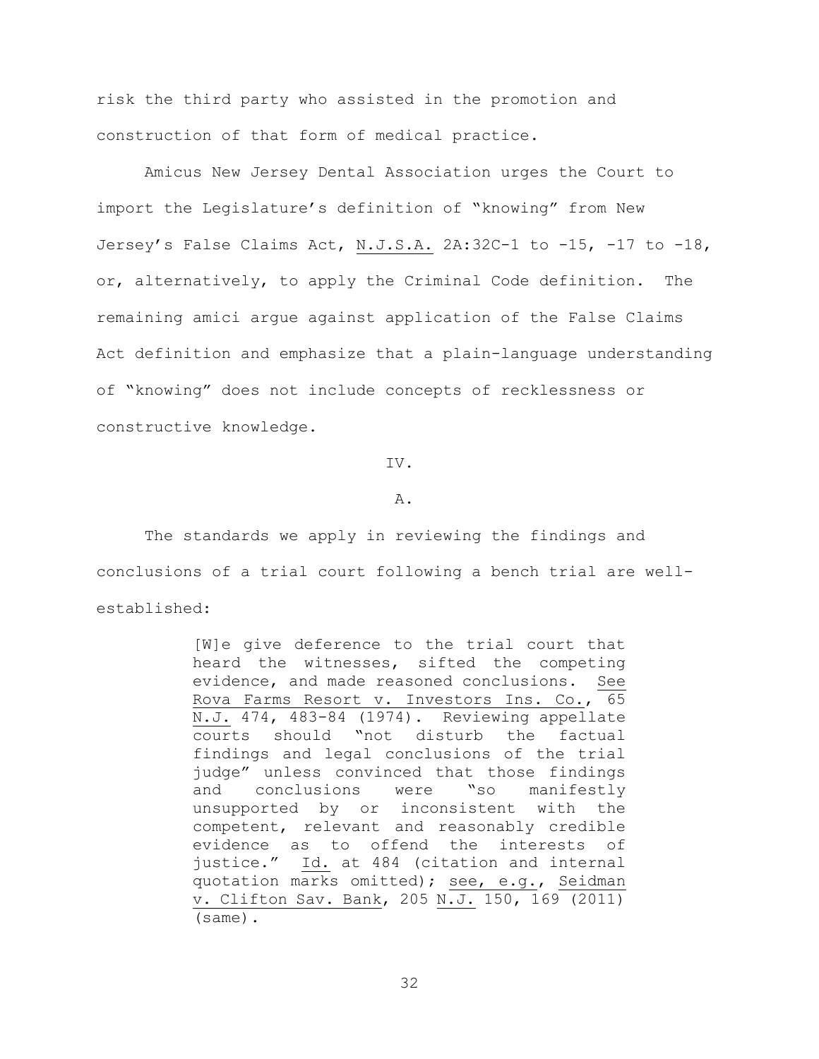risk the third party who assisted in the promotion and construction of that form of medical practice.

Amicus New Jersey Dental Association urges the Court to import the Legislature's definition of "knowing" from New Jersey's False Claims Act, N.J.S.A. 2A:32C-1 to -15, -17 to -18, or, alternatively, to apply the Criminal Code definition. The remaining amici argue against application of the False Claims Act definition and emphasize that a plain-language understanding of "knowing" does not include concepts of recklessness or constructive knowledge.

IV.

A.

The standards we apply in reviewing the findings and conclusions of a trial court following a bench trial are well-established:

> [W]e give deference to the trial court that heard the witnesses, sifted the competing evidence, and made reasoned conclusions. See Rova Farms Resort v. Investors Ins. Co., 65 N.J. 474, 483-84 (1974). Reviewing appellate courts should "not disturb the factual findings and legal conclusions of the trial judge" unless convinced that those findings and conclusions were "so manifestly unsupported by or inconsistent with the competent, relevant and reasonably credible evidence as to offend the interests of justice." Id. at 484 (citation and internal quotation marks omitted); see, e.g., Seidman v. Clifton Sav. Bank, 205 N.J. 150, 169 (2011) (same).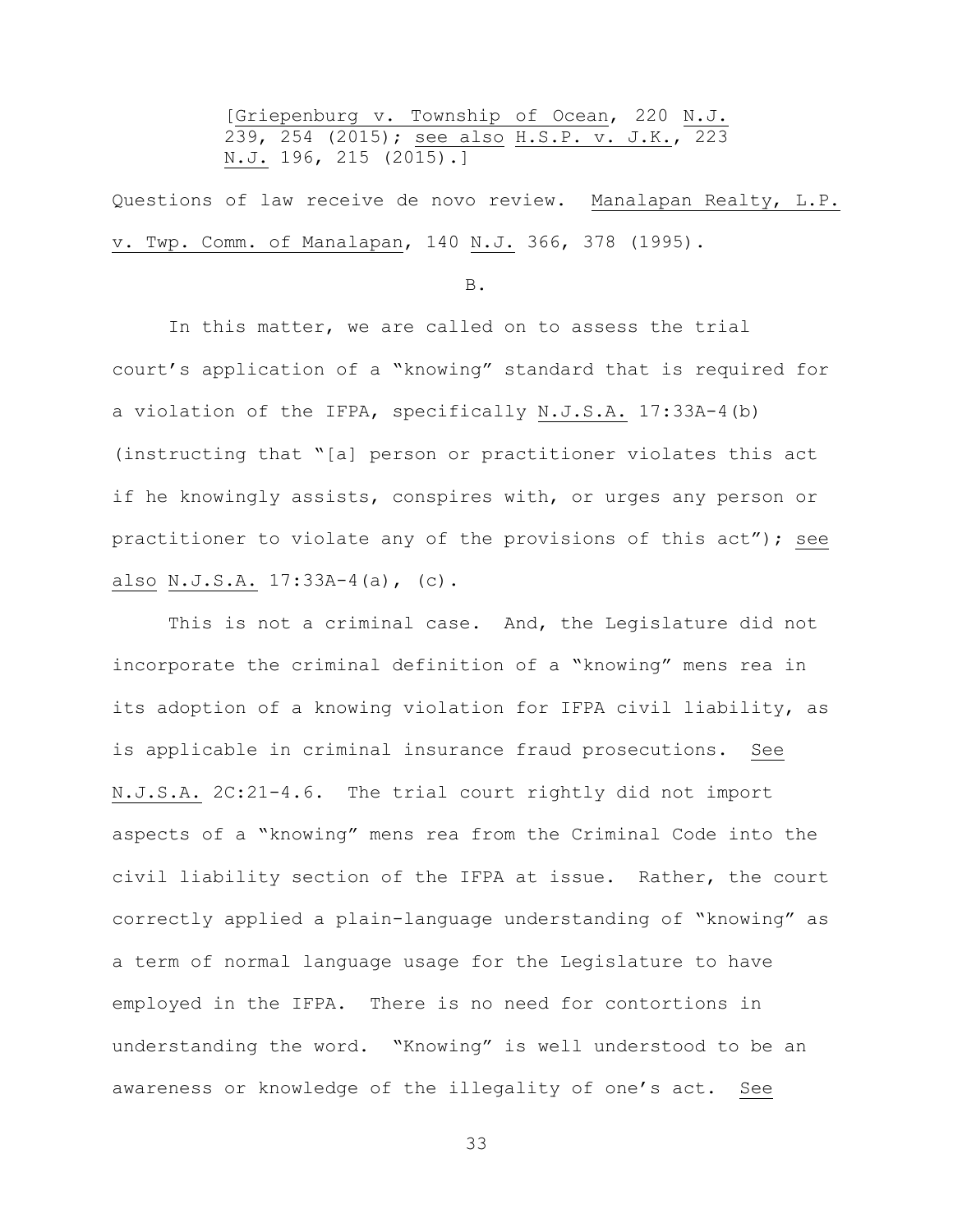[Griepenburg v. Township of Ocean, 220 N.J. 239, 254 (2015); see also H.S.P. v. J.K., 223 N.J. 196, 215 (2015).]

Questions of law receive de novo review. Manalapan Realty, L.P. v. Twp. Comm. of Manalapan, 140 N.J. 366, 378 (1995).

B.

In this matter, we are called on to assess the trial court's application of a "knowing" standard that is required for a violation of the IFPA, specifically N.J.S.A. 17:33A-4(b) (instructing that "[a] person or practitioner violates this act if he knowingly assists, conspires with, or urges any person or practitioner to violate any of the provisions of this act"); see also N.J.S.A. 17:33A-4(a), (c).

This is not a criminal case. And, the Legislature did not incorporate the criminal definition of a "knowing" mens rea in its adoption of a knowing violation for IFPA civil liability, as is applicable in criminal insurance fraud prosecutions. See N.J.S.A. 2C:21-4.6. The trial court rightly did not import aspects of a "knowing" mens rea from the Criminal Code into the civil liability section of the IFPA at issue. Rather, the court correctly applied a plain-language understanding of "knowing" as a term of normal language usage for the Legislature to have employed in the IFPA. There is no need for contortions in understanding the word. "Knowing" is well understood to be an awareness or knowledge of the illegality of one's act. See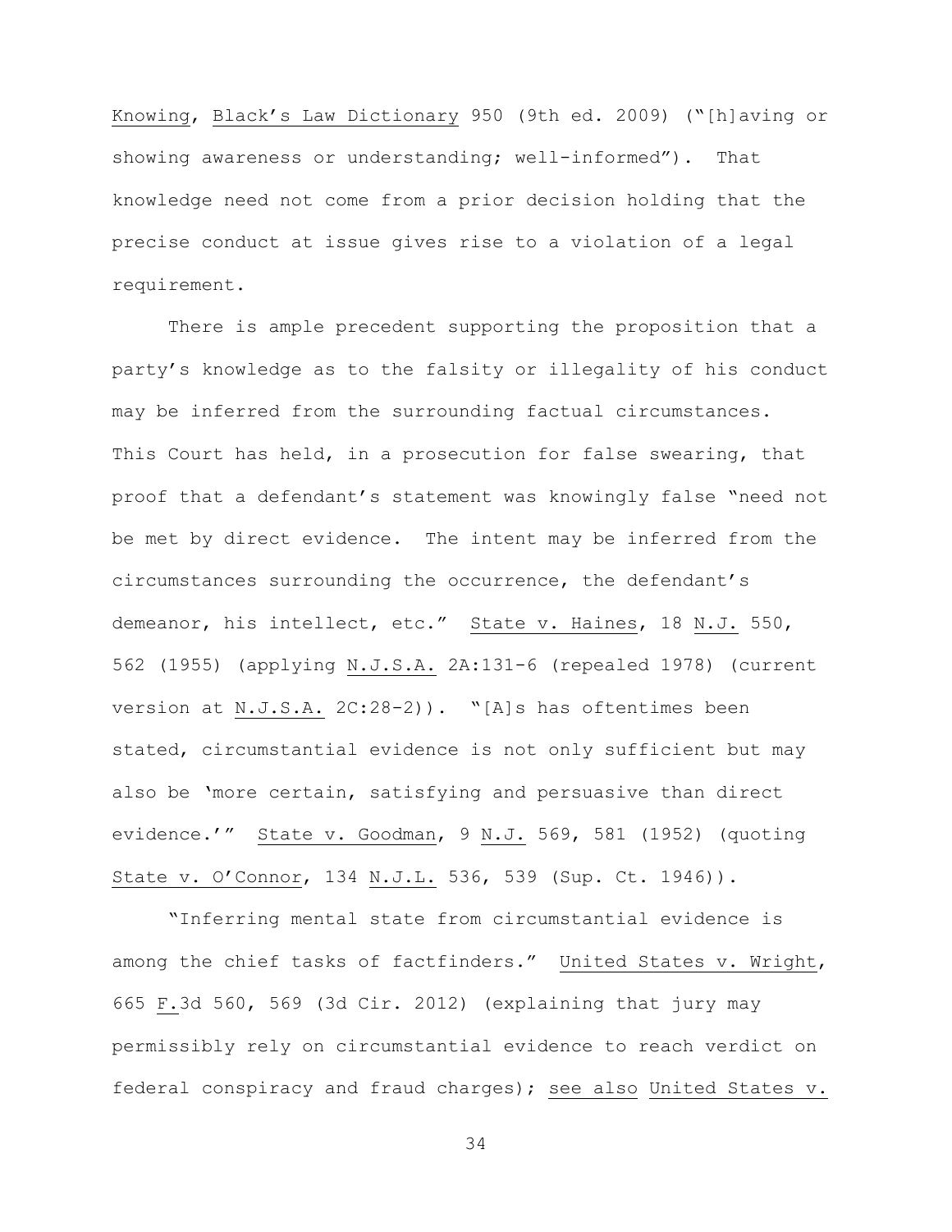Knowing, Black's Law Dictionary 950 (9th ed. 2009) ("[h]aving or showing awareness or understanding; well-informed"). That knowledge need not come from a prior decision holding that the precise conduct at issue gives rise to a violation of a legal requirement.

There is ample precedent supporting the proposition that a party's knowledge as to the falsity or illegality of his conduct may be inferred from the surrounding factual circumstances. This Court has held, in a prosecution for false swearing, that proof that a defendant's statement was knowingly false "need not be met by direct evidence. The intent may be inferred from the circumstances surrounding the occurrence, the defendant's demeanor, his intellect, etc." State v. Haines, 18 N.J. 550, 562 (1955) (applying N.J.S.A. 2A:131-6 (repealed 1978) (current version at N.J.S.A. 2C:28-2)). "[A]s has oftentimes been stated, circumstantial evidence is not only sufficient but may also be 'more certain, satisfying and persuasive than direct evidence.'" State v. Goodman, 9 N.J. 569, 581 (1952) (quoting State v. O'Connor, 134 N.J.L. 536, 539 (Sup. Ct. 1946)).

"Inferring mental state from circumstantial evidence is among the chief tasks of factfinders." United States v. Wright, 665 F.3d 560, 569 (3d Cir. 2012) (explaining that jury may permissibly rely on circumstantial evidence to reach verdict on federal conspiracy and fraud charges); see also United States v.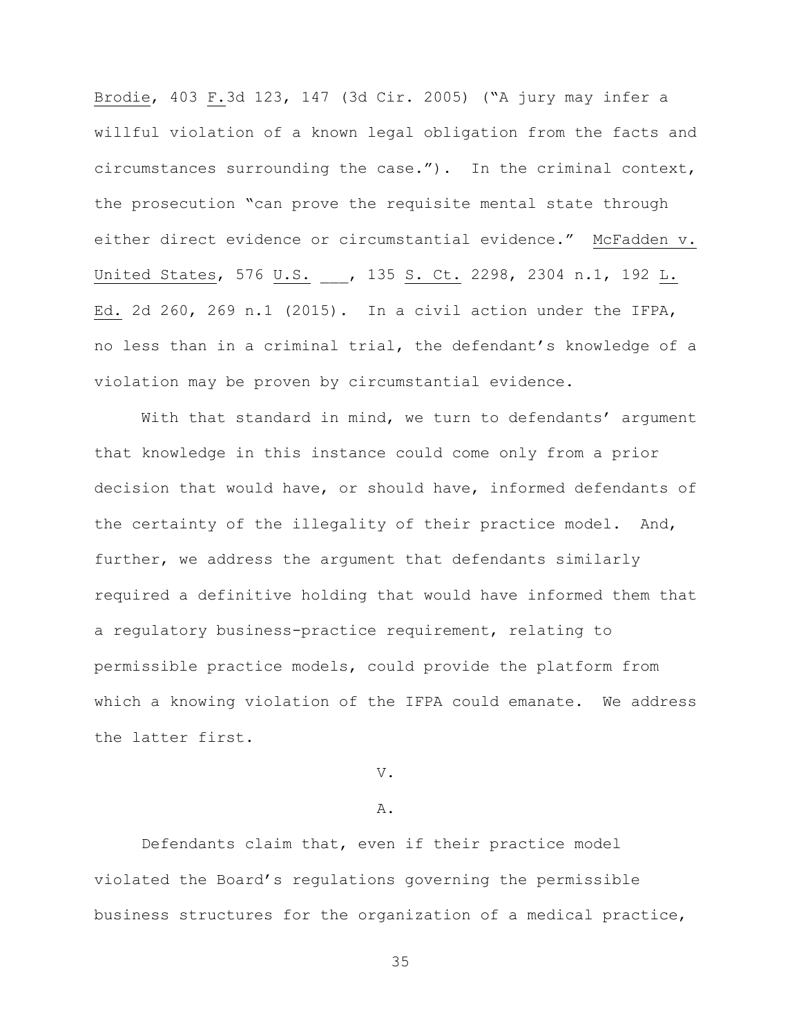Brodie, 403 F.3d 123, 147 (3d Cir. 2005) ("A jury may infer a willful violation of a known legal obligation from the facts and circumstances surrounding the case."). In the criminal context, the prosecution "can prove the requisite mental state through either direct evidence or circumstantial evidence." McFadden v. United States, 576 U.S. ___, 135 S. Ct. 2298, 2304 n.1, 192 L. Ed. 2d 260, 269 n.1 (2015). In a civil action under the IFPA, no less than in a criminal trial, the defendant's knowledge of a violation may be proven by circumstantial evidence.

With that standard in mind, we turn to defendants' argument that knowledge in this instance could come only from a prior decision that would have, or should have, informed defendants of the certainty of the illegality of their practice model. And, further, we address the argument that defendants similarly required a definitive holding that would have informed them that a regulatory business-practice requirement, relating to permissible practice models, could provide the platform from which a knowing violation of the IFPA could emanate. We address the latter first.

## V.

### A.

Defendants claim that, even if their practice model violated the Board's regulations governing the permissible business structures for the organization of a medical practice,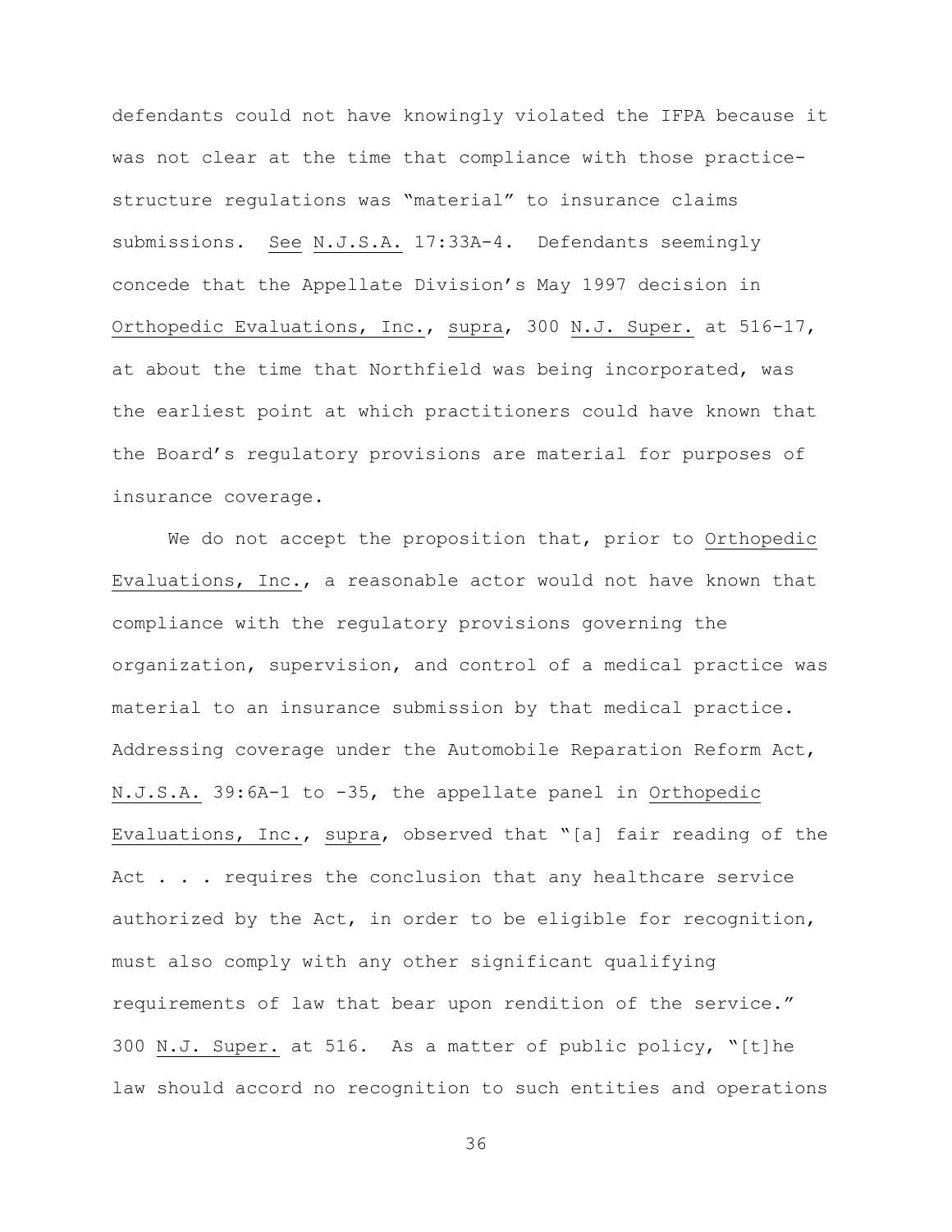defendants could not have knowingly violated the IFPA because it was not clear at the time that compliance with those practice-structure regulations was "material" to insurance claims submissions. *See* N.J.S.A. 17:33A-4. Defendants seemingly concede that the Appellate Division's May 1997 decision in *Orthopedic Evaluations, Inc.*, *supra*, 300 N.J. Super. at 516-17, at about the time that Northfield was being incorporated, was the earliest point at which practitioners could have known that the Board's regulatory provisions are material for purposes of insurance coverage.

We do not accept the proposition that, prior to *Orthopedic Evaluations, Inc.*, a reasonable actor would not have known that compliance with the regulatory provisions governing the organization, supervision, and control of a medical practice was material to an insurance submission by that medical practice. Addressing coverage under the Automobile Reparation Reform Act, N.J.S.A. 39:6A-1 to -35, the appellate panel in *Orthopedic Evaluations, Inc.*, *supra*, observed that "[a] fair reading of the Act . . . requires the conclusion that any healthcare service authorized by the Act, in order to be eligible for recognition, must also comply with any other significant qualifying requirements of law that bear upon rendition of the service." 300 N.J. Super. at 516. As a matter of public policy, "[t]he law should accord no recognition to such entities and operations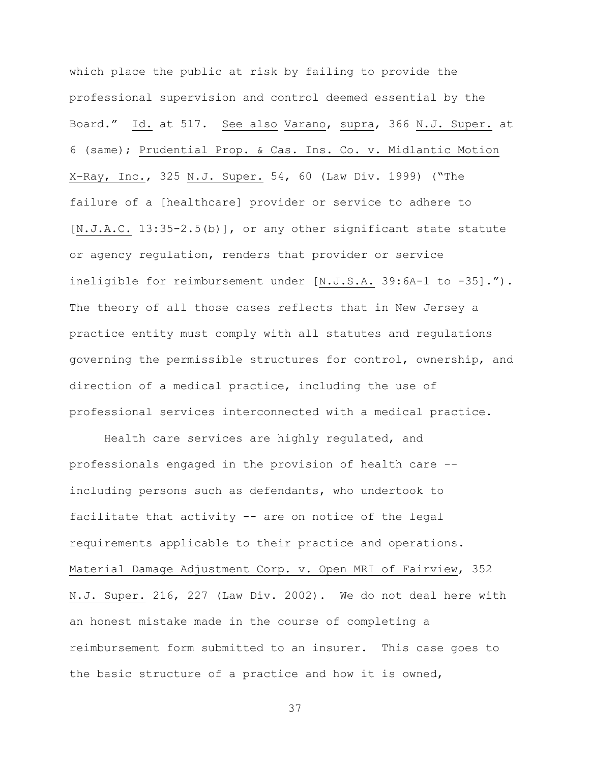which place the public at risk by failing to provide the professional supervision and control deemed essential by the Board." Id. at 517. See also Varano, supra, 366 N.J. Super. at 6 (same); Prudential Prop. & Cas. Ins. Co. v. Midlantic Motion X-Ray, Inc., 325 N.J. Super. 54, 60 (Law Div. 1999) ("The failure of a [healthcare] provider or service to adhere to [N.J.A.C. 13:35-2.5(b)], or any other significant state statute or agency regulation, renders that provider or service ineligible for reimbursement under [N.J.S.A. 39:6A-1 to -35]."). The theory of all those cases reflects that in New Jersey a practice entity must comply with all statutes and regulations governing the permissible structures for control, ownership, and direction of a medical practice, including the use of professional services interconnected with a medical practice.

Health care services are highly regulated, and professionals engaged in the provision of health care -- including persons such as defendants, who undertook to facilitate that activity -- are on notice of the legal requirements applicable to their practice and operations. Material Damage Adjustment Corp. v. Open MRI of Fairview, 352 N.J. Super. 216, 227 (Law Div. 2002). We do not deal here with an honest mistake made in the course of completing a reimbursement form submitted to an insurer. This case goes to the basic structure of a practice and how it is owned,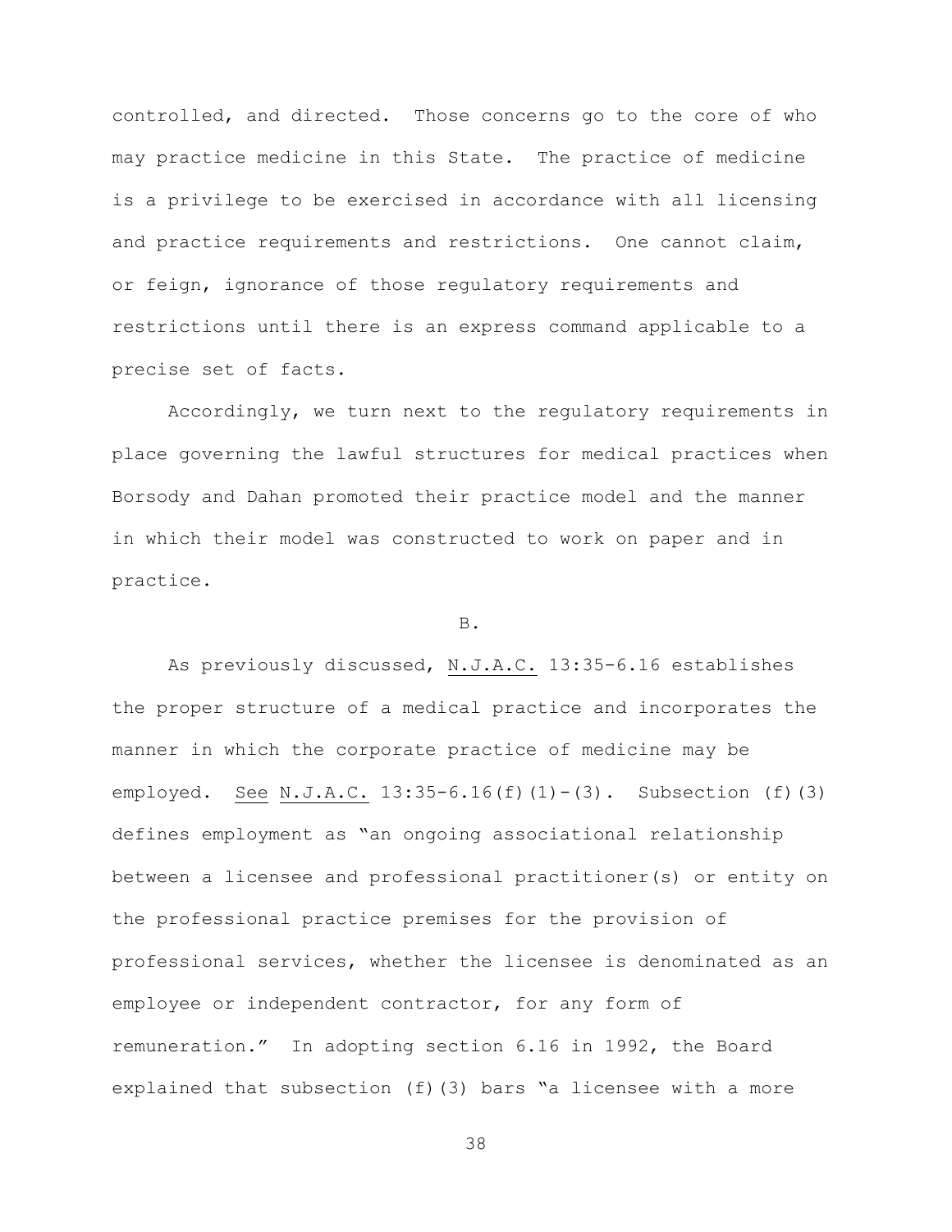controlled, and directed. Those concerns go to the core of who may practice medicine in this State. The practice of medicine is a privilege to be exercised in accordance with all licensing and practice requirements and restrictions. One cannot claim, or feign, ignorance of those regulatory requirements and restrictions until there is an express command applicable to a precise set of facts.

Accordingly, we turn next to the regulatory requirements in place governing the lawful structures for medical practices when Borsody and Dahan promoted their practice model and the manner in which their model was constructed to work on paper and in practice.

B.

As previously discussed, N.J.A.C. 13:35-6.16 establishes the proper structure of a medical practice and incorporates the manner in which the corporate practice of medicine may be employed. See N.J.A.C. 13:35-6.16(f)(1)-(3). Subsection (f)(3) defines employment as "an ongoing associational relationship between a licensee and professional practitioner(s) or entity on the professional practice premises for the provision of professional services, whether the licensee is denominated as an employee or independent contractor, for any form of remuneration." In adopting section 6.16 in 1992, the Board explained that subsection (f)(3) bars "a licensee with a more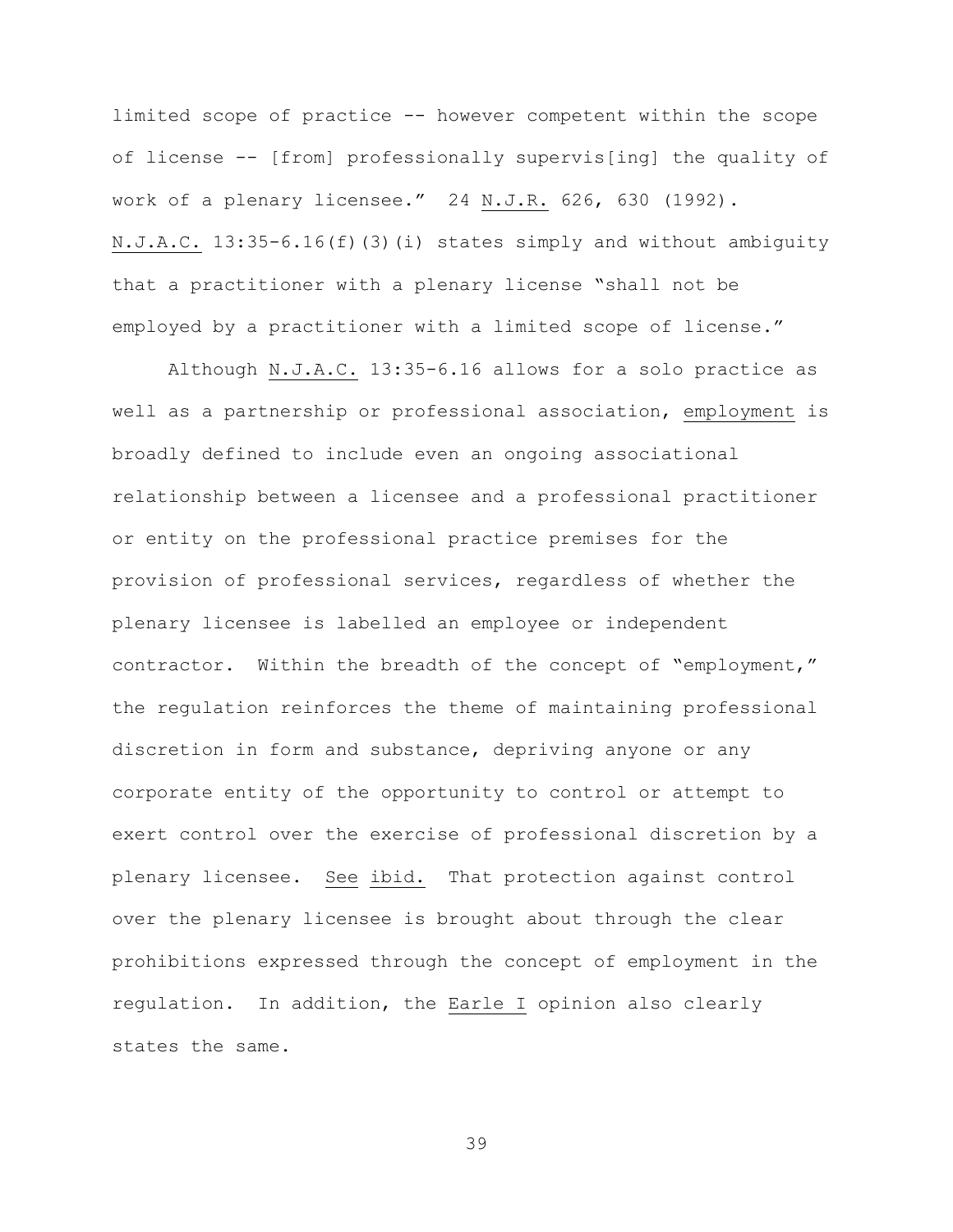limited scope of practice -- however competent within the scope of license -- [from] professionally supervis[ing] the quality of work of a plenary licensee." 24 N.J.R. 626, 630 (1992). N.J.A.C. 13:35-6.16(f)(3)(i) states simply and without ambiguity that a practitioner with a plenary license "shall not be employed by a practitioner with a limited scope of license."

Although N.J.A.C. 13:35-6.16 allows for a solo practice as well as a partnership or professional association, employment is broadly defined to include even an ongoing associational relationship between a licensee and a professional practitioner or entity on the professional practice premises for the provision of professional services, regardless of whether the plenary licensee is labelled an employee or independent contractor. Within the breadth of the concept of "employment," the regulation reinforces the theme of maintaining professional discretion in form and substance, depriving anyone or any corporate entity of the opportunity to control or attempt to exert control over the exercise of professional discretion by a plenary licensee. See ibid. That protection against control over the plenary licensee is brought about through the clear prohibitions expressed through the concept of employment in the regulation. In addition, the Earle I opinion also clearly states the same.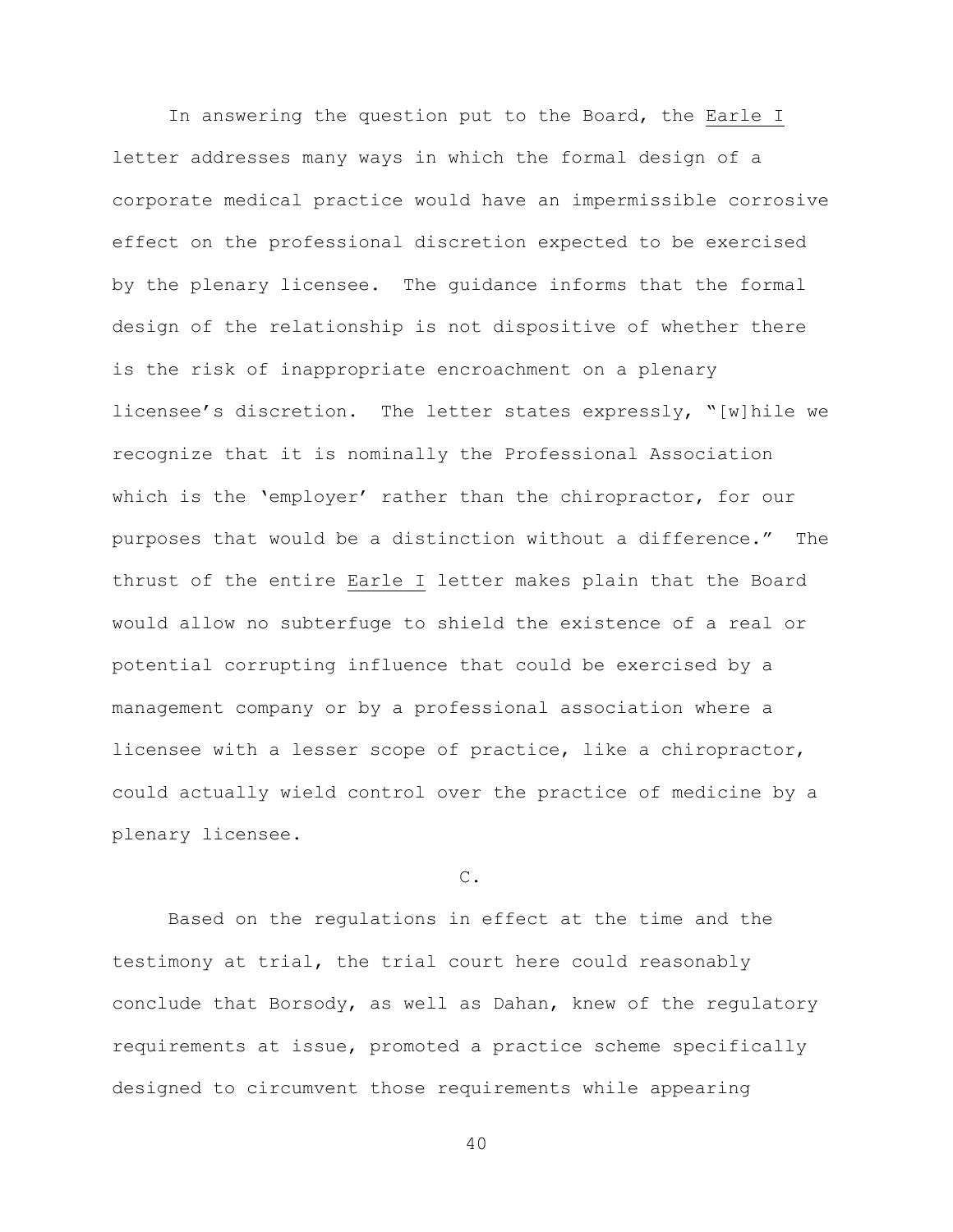In answering the question put to the Board, the Earle I letter addresses many ways in which the formal design of a corporate medical practice would have an impermissible corrosive effect on the professional discretion expected to be exercised by the plenary licensee. The guidance informs that the formal design of the relationship is not dispositive of whether there is the risk of inappropriate encroachment on a plenary licensee's discretion. The letter states expressly, "[w]hile we recognize that it is nominally the Professional Association which is the 'employer' rather than the chiropractor, for our purposes that would be a distinction without a difference." The thrust of the entire Earle I letter makes plain that the Board would allow no subterfuge to shield the existence of a real or potential corrupting influence that could be exercised by a management company or by a professional association where a licensee with a lesser scope of practice, like a chiropractor, could actually wield control over the practice of medicine by a plenary licensee.

C.

Based on the regulations in effect at the time and the testimony at trial, the trial court here could reasonably conclude that Borsody, as well as Dahan, knew of the regulatory requirements at issue, promoted a practice scheme specifically designed to circumvent those requirements while appearing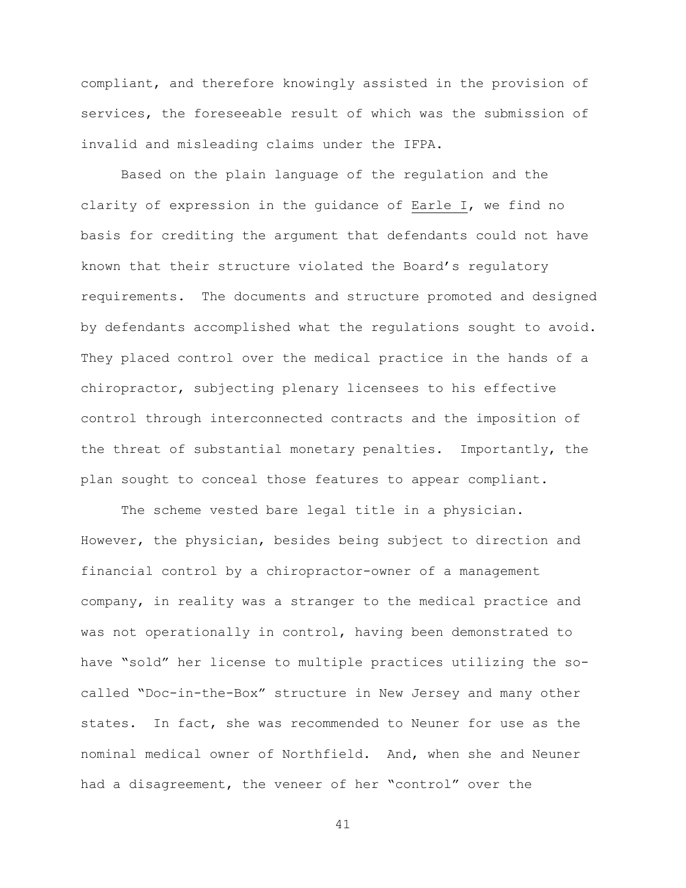compliant, and therefore knowingly assisted in the provision of services, the foreseeable result of which was the submission of invalid and misleading claims under the IFPA.

Based on the plain language of the regulation and the clarity of expression in the guidance of Earle I, we find no basis for crediting the argument that defendants could not have known that their structure violated the Board's regulatory requirements. The documents and structure promoted and designed by defendants accomplished what the regulations sought to avoid. They placed control over the medical practice in the hands of a chiropractor, subjecting plenary licensees to his effective control through interconnected contracts and the imposition of the threat of substantial monetary penalties. Importantly, the plan sought to conceal those features to appear compliant.

The scheme vested bare legal title in a physician. However, the physician, besides being subject to direction and financial control by a chiropractor-owner of a management company, in reality was a stranger to the medical practice and was not operationally in control, having been demonstrated to have "sold" her license to multiple practices utilizing the so-called "Doc-in-the-Box" structure in New Jersey and many other states. In fact, she was recommended to Neuner for use as the nominal medical owner of Northfield. And, when she and Neuner had a disagreement, the veneer of her "control" over the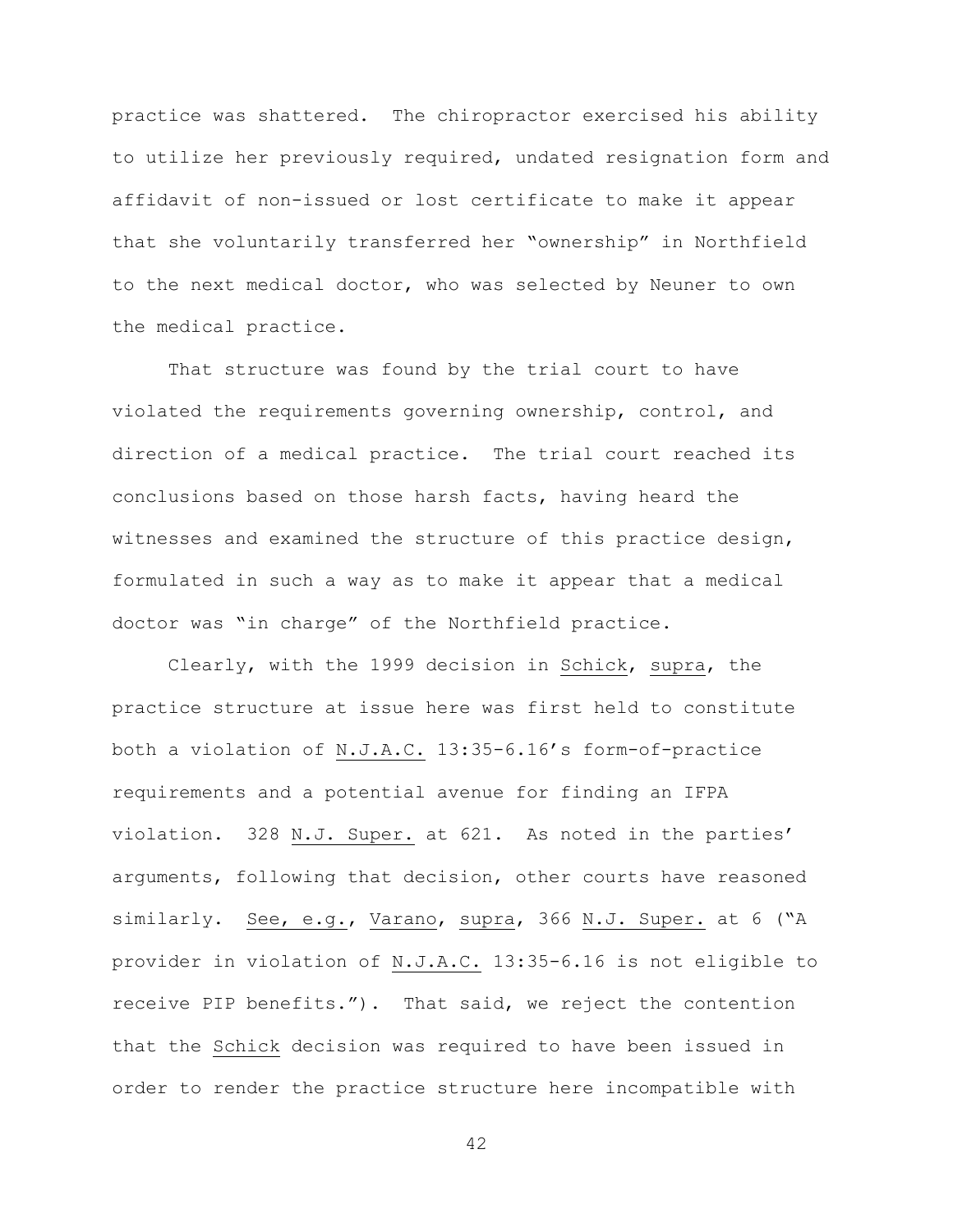practice was shattered. The chiropractor exercised his ability to utilize her previously required, undated resignation form and affidavit of non-issued or lost certificate to make it appear that she voluntarily transferred her "ownership" in Northfield to the next medical doctor, who was selected by Neuner to own the medical practice.

That structure was found by the trial court to have violated the requirements governing ownership, control, and direction of a medical practice. The trial court reached its conclusions based on those harsh facts, having heard the witnesses and examined the structure of this practice design, formulated in such a way as to make it appear that a medical doctor was "in charge" of the Northfield practice.

Clearly, with the 1999 decision in Schick, supra, the practice structure at issue here was first held to constitute both a violation of N.J.A.C. 13:35-6.16's form-of-practice requirements and a potential avenue for finding an IFPA violation. 328 N.J. Super. at 621. As noted in the parties' arguments, following that decision, other courts have reasoned similarly. See, e.g., Varano, supra, 366 N.J. Super. at 6 ("A provider in violation of N.J.A.C. 13:35-6.16 is not eligible to receive PIP benefits."). That said, we reject the contention that the Schick decision was required to have been issued in order to render the practice structure here incompatible with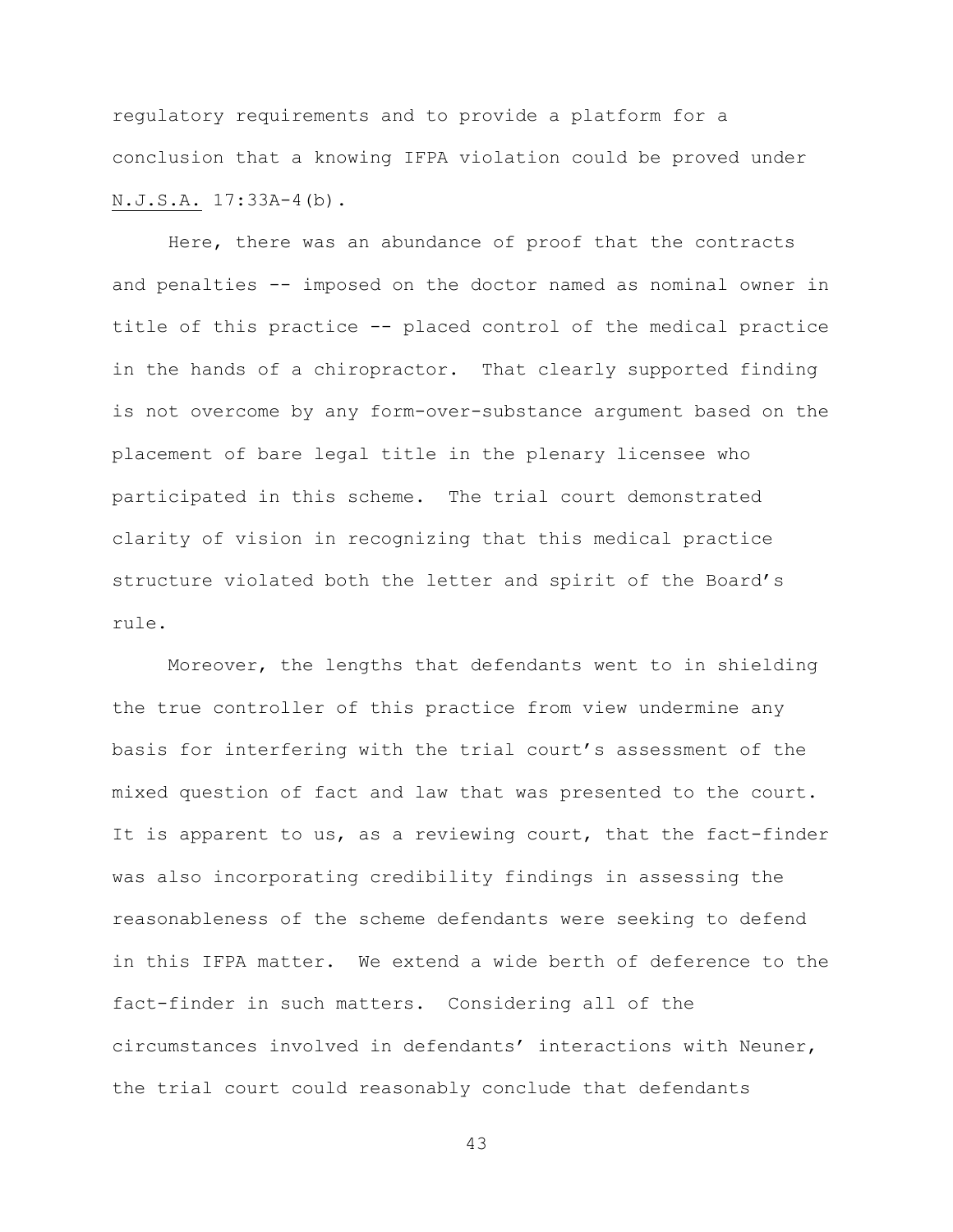regulatory requirements and to provide a platform for a conclusion that a knowing IFPA violation could be proved under N.J.S.A. 17:33A-4(b).

Here, there was an abundance of proof that the contracts and penalties -- imposed on the doctor named as nominal owner in title of this practice -- placed control of the medical practice in the hands of a chiropractor. That clearly supported finding is not overcome by any form-over-substance argument based on the placement of bare legal title in the plenary licensee who participated in this scheme. The trial court demonstrated clarity of vision in recognizing that this medical practice structure violated both the letter and spirit of the Board's rule.

Moreover, the lengths that defendants went to in shielding the true controller of this practice from view undermine any basis for interfering with the trial court's assessment of the mixed question of fact and law that was presented to the court. It is apparent to us, as a reviewing court, that the fact-finder was also incorporating credibility findings in assessing the reasonableness of the scheme defendants were seeking to defend in this IFPA matter. We extend a wide berth of deference to the fact-finder in such matters. Considering all of the circumstances involved in defendants' interactions with Neuner, the trial court could reasonably conclude that defendants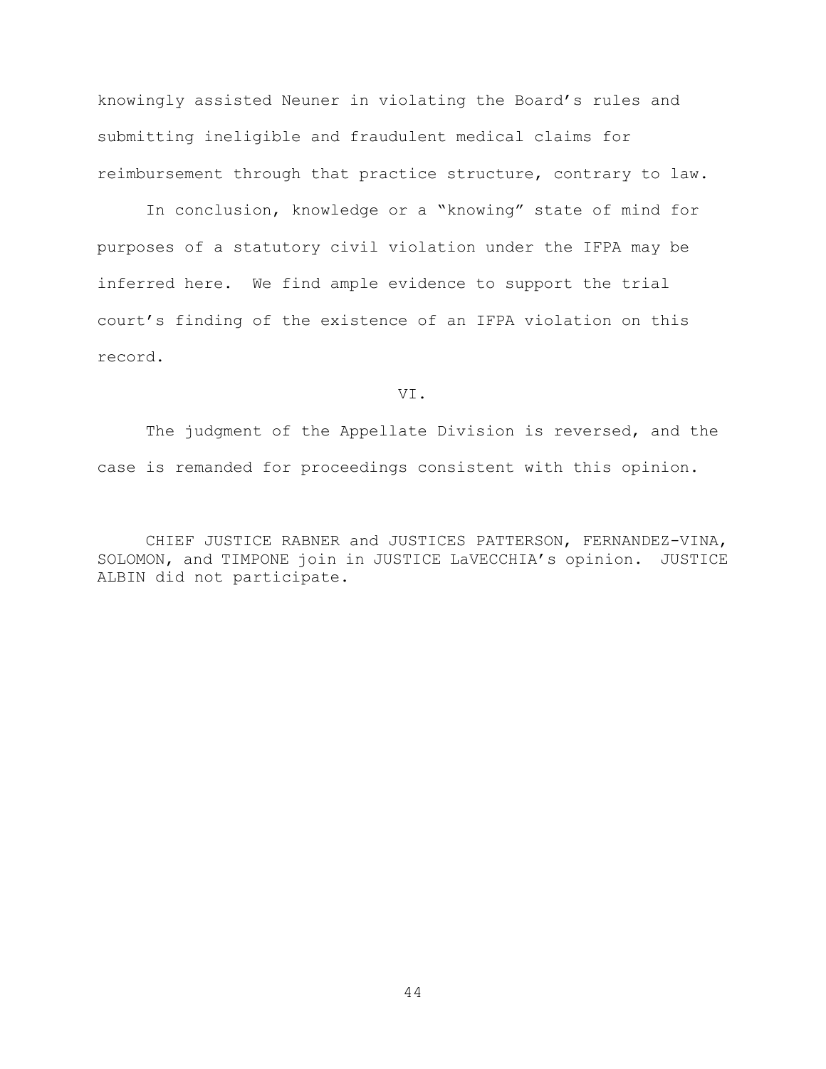knowingly assisted Neuner in violating the Board's rules and submitting ineligible and fraudulent medical claims for reimbursement through that practice structure, contrary to law.

In conclusion, knowledge or a "knowing" state of mind for purposes of a statutory civil violation under the IFPA may be inferred here. We find ample evidence to support the trial court's finding of the existence of an IFPA violation on this record.

VI.

The judgment of the Appellate Division is reversed, and the case is remanded for proceedings consistent with this opinion.

CHIEF JUSTICE RABNER and JUSTICES PATTERSON, FERNANDEZ-VINA, SOLOMON, and TIMPONE join in JUSTICE LaVECCHIA's opinion. JUSTICE ALBIN did not participate.